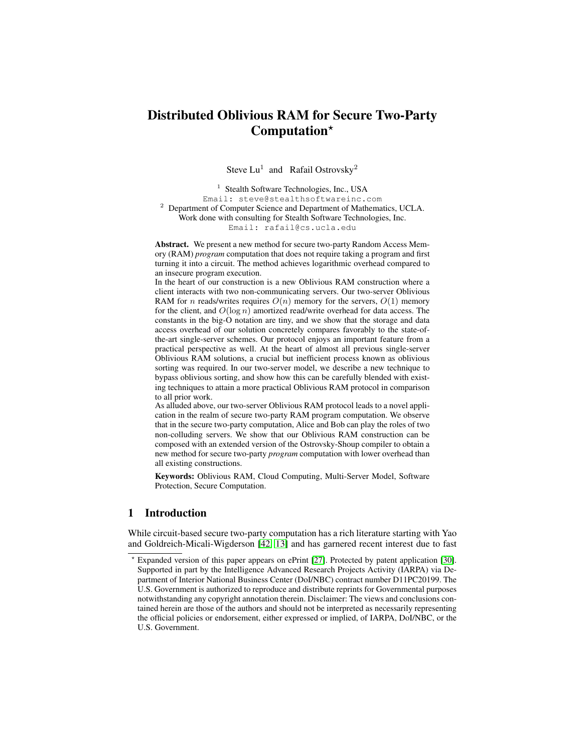# Distributed Oblivious RAM for Secure Two-Party Computation*

Steve Lu[1] and Rafail Ostrovsky[2]

[1] Stealth Software Technologies, Inc., USA
Email: steve@stealthsoftwareinc.com

[2] Department of Computer Science and Department of Mathematics, UCLA.
Work done with consulting for Stealth Software Technologies, Inc.
Email: rafail@cs.ucla.edu

**Abstract.** We present a new method for secure two-party Random Access Memory (RAM) *program* computation that does not require taking a program and first turning it into a circuit. The method achieves logarithmic overhead compared to an insecure program execution.

In the heart of our construction is a new Oblivious RAM construction where a client interacts with two non-communicating servers. Our two-server Oblivious RAM for $n$ reads/writes requires $O(n)$ memory for the servers, $O(1)$ memory for the client, and $O(\log n)$ amortized read/write overhead for data access. The constants in the big-O notation are tiny, and we show that the storage and data access overhead of our solution concretely compares favorably to the state-of-the-art single-server schemes. Our protocol enjoys an important feature from a practical perspective as well. At the heart of almost all previous single-server Oblivious RAM solutions, a crucial but inefficient process known as oblivious sorting was required. In our two-server model, we describe a new technique to bypass oblivious sorting, and show how this can be carefully blended with existing techniques to attain a more practical Oblivious RAM protocol in comparison to all prior work.

As alluded above, our two-server Oblivious RAM protocol leads to a novel application in the realm of secure two-party RAM program computation. We observe that in the secure two-party computation, Alice and Bob can play the roles of two non-colluding servers. We show that our Oblivious RAM construction can be composed with an extended version of the Ostrovsky-Shoup compiler to obtain a new method for secure two-party *program* computation with lower overhead than all existing constructions.

**Keywords:** Oblivious RAM, Cloud Computing, Multi-Server Model, Software Protection, Secure Computation.

## 1 Introduction

While circuit-based secure two-party computation has a rich literature starting with Yao and Goldreich-Micali-Wigderson [42, 13] and has garnered recent interest due to fast

---

* Expanded version of this paper appears on ePrint [27]. Protected by patent application [30]. Supported in part by the Intelligence Advanced Research Projects Activity (IARPA) via Department of Interior National Business Center (DoI/NBC) contract number D11PC20199. The U.S. Government is authorized to reproduce and distribute reprints for Governmental purposes notwithstanding any copyright annotation therein. Disclaimer: The views and conclusions contained herein are those of the authors and should not be interpreted as necessarily representing the official policies or endorsement, either expressed or implied, of IARPA, DoI/NBC, or the U.S. Government.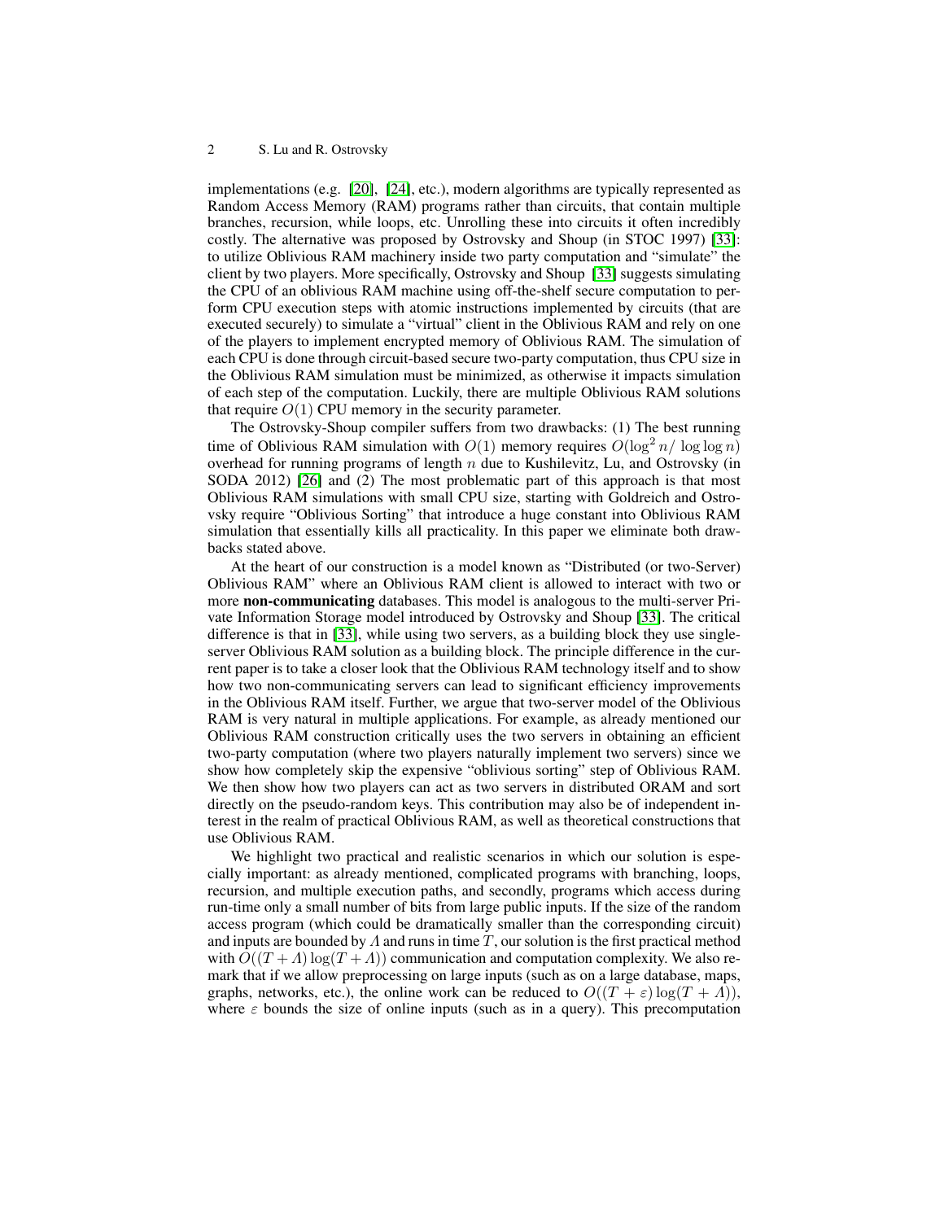implementations (e.g. [20], [24], etc.), modern algorithms are typically represented as Random Access Memory (RAM) programs rather than circuits, that contain multiple branches, recursion, while loops, etc. Unrolling these into circuits it often incredibly costly. The alternative was proposed by Ostrovsky and Shoup (in STOC 1997) [33]: to utilize Oblivious RAM machinery inside two party computation and "simulate" the client by two players. More specifically, Ostrovsky and Shoup [33] suggests simulating the CPU of an oblivious RAM machine using off-the-shelf secure computation to perform CPU execution steps with atomic instructions implemented by circuits (that are executed securely) to simulate a "virtual" client in the Oblivious RAM and rely on one of the players to implement encrypted memory of Oblivious RAM. The simulation of each CPU is done through circuit-based secure two-party computation, thus CPU size in the Oblivious RAM simulation must be minimized, as otherwise it impacts simulation of each step of the computation. Luckily, there are multiple Oblivious RAM solutions that require $O(1)$ CPU memory in the security parameter.

The Ostrovsky-Shoup compiler suffers from two drawbacks: (1) The best running time of Oblivious RAM simulation with $O(1)$ memory requires $O(\log^2 n/ \log\log n)$ overhead for running programs of length $n$ due to Kushilevitz, Lu, and Ostrovsky (in SODA 2012) [26] and (2) The most problematic part of this approach is that most Oblivious RAM simulations with small CPU size, starting with Goldreich and Ostrovsky require "Oblivious Sorting" that introduce a huge constant into Oblivious RAM simulation that essentially kills all practicality. In this paper we eliminate both drawbacks stated above.

At the heart of our construction is a model known as "Distributed (or two-Server) Oblivious RAM" where an Oblivious RAM client is allowed to interact with two or more **non-communicating** databases. This model is analogous to the multi-server Private Information Storage model introduced by Ostrovsky and Shoup [33]. The critical difference is that in [33], while using two servers, as a building block they use single-server Oblivious RAM solution as a building block. The principle difference in the current paper is to take a closer look that the Oblivious RAM technology itself and to show how two non-communicating servers can lead to significant efficiency improvements in the Oblivious RAM itself. Further, we argue that two-server model of the Oblivious RAM is very natural in multiple applications. For example, as already mentioned our Oblivious RAM construction critically uses the two servers in obtaining an efficient two-party computation (where two players naturally implement two servers) since we show how completely skip the expensive "oblivious sorting" step of Oblivious RAM. We then show how two players can act as two servers in distributed ORAM and sort directly on the pseudo-random keys. This contribution may also be of independent interest in the realm of practical Oblivious RAM, as well as theoretical constructions that use Oblivious RAM.

We highlight two practical and realistic scenarios in which our solution is especially important: as already mentioned, complicated programs with branching, loops, recursion, and multiple execution paths, and secondly, programs which access during run-time only a small number of bits from large public inputs. If the size of the random access program (which could be dramatically smaller than the corresponding circuit) and inputs are bounded by $\Lambda$ and runs in time $T$, our solution is the first practical method with $O((T + \Lambda)\log(T + \Lambda))$ communication and computation complexity. We also remark that if we allow preprocessing on large inputs (such as on a large database, maps, graphs, networks, etc.), the online work can be reduced to $O((T + \varepsilon)\log(T + \Lambda))$, where $\varepsilon$ bounds the size of online inputs (such as in a query). This precomputation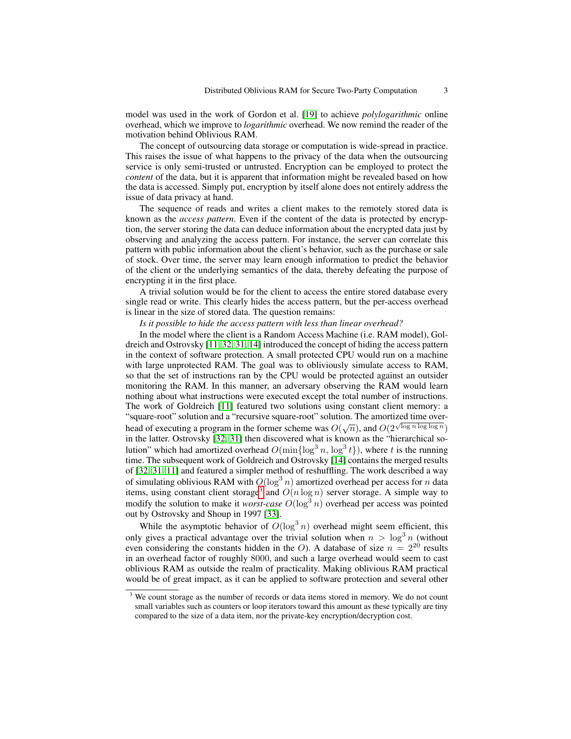model was used in the work of Gordon et al. [19] to achieve *polylogarithmic* online overhead, which we improve to *logarithmic* overhead. We now remind the reader of the motivation behind Oblivious RAM.

The concept of outsourcing data storage or computation is wide-spread in practice. This raises the issue of what happens to the privacy of the data when the outsourcing service is only semi-trusted or untrusted. Encryption can be employed to protect the *content* of the data, but it is apparent that information might be revealed based on how the data is accessed. Simply put, encryption by itself alone does not entirely address the issue of data privacy at hand.

The sequence of reads and writes a client makes to the remotely stored data is known as the *access pattern*. Even if the content of the data is protected by encryption, the server storing the data can deduce information about the encrypted data just by observing and analyzing the access pattern. For instance, the server can correlate this pattern with public information about the client's behavior, such as the purchase or sale of stock. Over time, the server may learn enough information to predict the behavior of the client or the underlying semantics of the data, thereby defeating the purpose of encrypting it in the first place.

A trivial solution would be for the client to access the entire stored database every single read or write. This clearly hides the access pattern, but the per-access overhead is linear in the size of stored data. The question remains:

*Is it possible to hide the access pattern with less than linear overhead?*

In the model where the client is a Random Access Machine (i.e. RAM model), Goldreich and Ostrovsky [11, 32, 31, 14] introduced the concept of hiding the access pattern in the context of software protection. A small protected CPU would run on a machine with large unprotected RAM. The goal was to obliviously simulate access to RAM, so that the set of instructions ran by the CPU would be protected against an outsider monitoring the RAM. In this manner, an adversary observing the RAM would learn nothing about what instructions were executed except the total number of instructions. The work of Goldreich [11] featured two solutions using constant client memory: a "square-root" solution and a "recursive square-root" solution. The amortized time overhead of executing a program in the former scheme was $O(\sqrt{n})$, and $O(2^{\sqrt{\log n \log \log n}})$ in the latter. Ostrovsky [32, 31] then discovered what is known as the "hierarchical solution" which had amortized overhead $O(\min\{\log^3 n, \log^3 t\})$, where $t$ is the running time. The subsequent work of Goldreich and Ostrovsky [14] contains the merged results of [32, 31, 11] and featured a simpler method of reshuffling. The work described a way of simulating oblivious RAM with $O(\log^3 n)$ amortized overhead per access for $n$ data items, using constant client storage[3] and $O(n \log n)$ server storage. A simple way to modify the solution to make it *worst-case* $O(\log^3 n)$ overhead per access was pointed out by Ostrovsky and Shoup in 1997 [33].

While the asymptotic behavior of $O(\log^3 n)$ overhead might seem efficient, this only gives a practical advantage over the trivial solution when $n > \log^3 n$ (without even considering the constants hidden in the $O$). A database of size $n = 2^{20}$ results in an overhead factor of roughly 8000, and such a large overhead would seem to cast oblivious RAM as outside the realm of practicality. Making oblivious RAM practical would be of great impact, as it can be applied to software protection and several other

[3] We count storage as the number of records or data items stored in memory. We do not count small variables such as counters or loop iterators toward this amount as these typically are tiny compared to the size of a data item, nor the private-key encryption/decryption cost.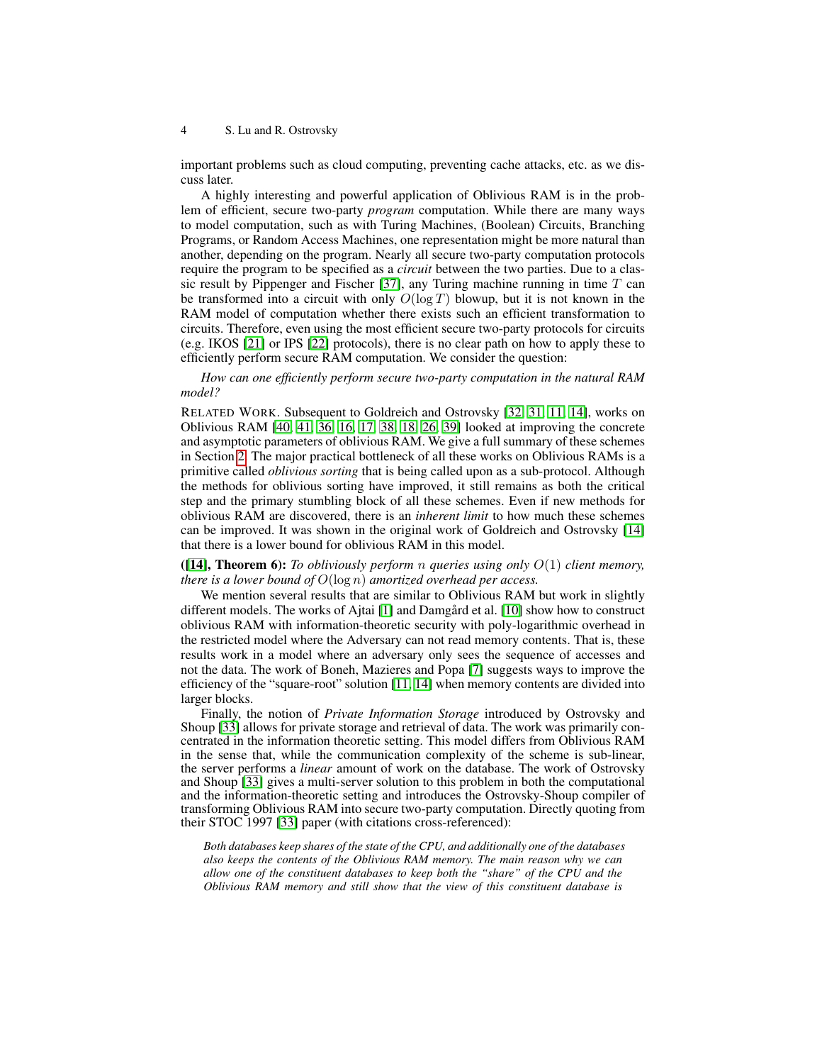important problems such as cloud computing, preventing cache attacks, etc. as we discuss later.

A highly interesting and powerful application of Oblivious RAM is in the problem of efficient, secure two-party *program* computation. While there are many ways to model computation, such as with Turing Machines, (Boolean) Circuits, Branching Programs, or Random Access Machines, one representation might be more natural than another, depending on the program. Nearly all secure two-party computation protocols require the program to be specified as a *circuit* between the two parties. Due to a classic result by Pippenger and Fischer [37], any Turing machine running in time $T$ can be transformed into a circuit with only $O(\log T)$ blowup, but it is not known in the RAM model of computation whether there exists such an efficient transformation to circuits. Therefore, even using the most efficient secure two-party protocols for circuits (e.g. IKOS [21] or IPS [22] protocols), there is no clear path on how to apply these to efficiently perform secure RAM computation. We consider the question:

*How can one efficiently perform secure two-party computation in the natural RAM model?*

RELATED WORK. Subsequent to Goldreich and Ostrovsky [32, 31, 11, 14], works on Oblivious RAM [40, 41, 36, 16, 17, 38, 18, 26, 39] looked at improving the concrete and asymptotic parameters of oblivious RAM. We give a full summary of these schemes in Section 2. The major practical bottleneck of all these works on Oblivious RAMs is a primitive called *oblivious sorting* that is being called upon as a sub-protocol. Although the methods for oblivious sorting have improved, it still remains as both the critical step and the primary stumbling block of all these schemes. Even if new methods for oblivious RAM are discovered, there is an *inherent limit* to how much these schemes can be improved. It was shown in the original work of Goldreich and Ostrovsky [14] that there is a lower bound for oblivious RAM in this model.

**([14], Theorem 6):** *To obliviously perform $n$ queries using only $O(1)$ client memory, there is a lower bound of $O(\log n)$ amortized overhead per access.*

We mention several results that are similar to Oblivious RAM but work in slightly different models. The works of Ajtai [1] and Damgård et al. [10] show how to construct oblivious RAM with information-theoretic security with poly-logarithmic overhead in the restricted model where the Adversary can not read memory contents. That is, these results work in a model where an adversary only sees the sequence of accesses and not the data. The work of Boneh, Mazieres and Popa [7] suggests ways to improve the efficiency of the "square-root" solution [11, 14] when memory contents are divided into larger blocks.

Finally, the notion of *Private Information Storage* introduced by Ostrovsky and Shoup [33] allows for private storage and retrieval of data. The work was primarily concentrated in the information theoretic setting. This model differs from Oblivious RAM in the sense that, while the communication complexity of the scheme is sub-linear, the server performs a *linear* amount of work on the database. The work of Ostrovsky and Shoup [33] gives a multi-server solution to this problem in both the computational and the information-theoretic setting and introduces the Ostrovsky-Shoup compiler of transforming Oblivious RAM into secure two-party computation. Directly quoting from their STOC 1997 [33] paper (with citations cross-referenced):

> *Both databases keep shares of the state of the CPU, and additionally one of the databases also keeps the contents of the Oblivious RAM memory. The main reason why we can allow one of the constituent databases to keep both the "share" of the CPU and the Oblivious RAM memory and still show that the view of this constituent database is*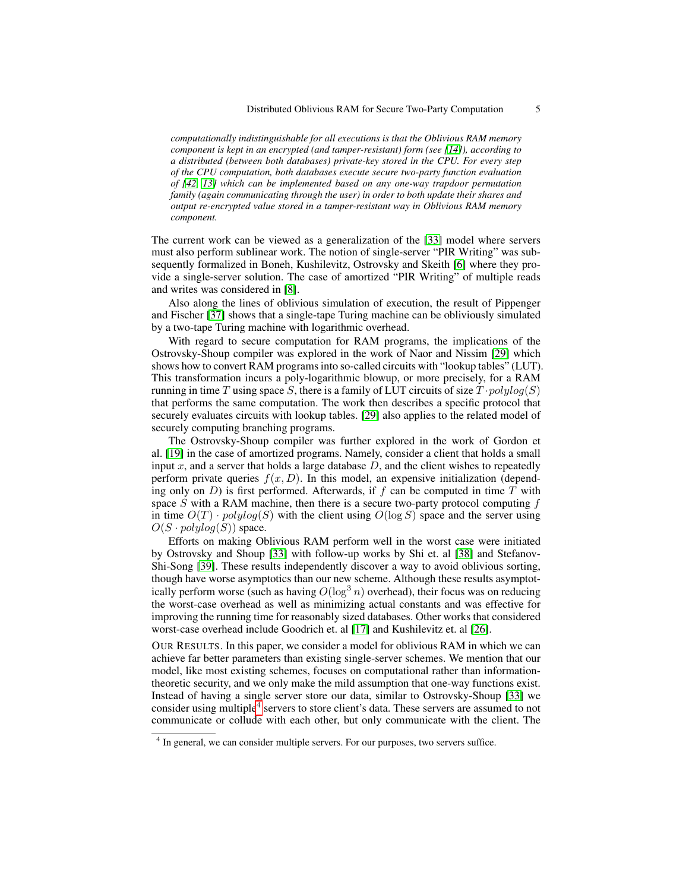*computationally indistinguishable for all executions is that the Oblivious RAM memory component is kept in an encrypted (and tamper-resistant) form (see [14]), according to a distributed (between both databases) private-key stored in the CPU. For every step of the CPU computation, both databases execute secure two-party function evaluation of [42, 13] which can be implemented based on any one-way trapdoor permutation family (again communicating through the user) in order to both update their shares and output re-encrypted value stored in a tamper-resistant way in Oblivious RAM memory component.*

The current work can be viewed as a generalization of the [33] model where servers must also perform sublinear work. The notion of single-server "PIR Writing" was subsequently formalized in Boneh, Kushilevitz, Ostrovsky and Skeith [6] where they provide a single-server solution. The case of amortized "PIR Writing" of multiple reads and writes was considered in [8].

Also along the lines of oblivious simulation of execution, the result of Pippenger and Fischer [37] shows that a single-tape Turing machine can be obliviously simulated by a two-tape Turing machine with logarithmic overhead.

With regard to secure computation for RAM programs, the implications of the Ostrovsky-Shoup compiler was explored in the work of Naor and Nissim [29] which shows how to convert RAM programs into so-called circuits with "lookup tables" (LUT). This transformation incurs a poly-logarithmic blowup, or more precisely, for a RAM running in time $T$ using space $S$, there is a family of LUT circuits of size $T \cdot polylog(S)$ that performs the same computation. The work then describes a specific protocol that securely evaluates circuits with lookup tables. [29] also applies to the related model of securely computing branching programs.

The Ostrovsky-Shoup compiler was further explored in the work of Gordon et al. [19] in the case of amortized programs. Namely, consider a client that holds a small input $x$, and a server that holds a large database $D$, and the client wishes to repeatedly perform private queries $f(x, D)$. In this model, an expensive initialization (depending only on $D$) is first performed. Afterwards, if $f$ can be computed in time $T$ with space $S$ with a RAM machine, then there is a secure two-party protocol computing $f$ in time $O(T) \cdot polylog(S)$ with the client using $O(\log S)$ space and the server using $O(S \cdot polylog(S))$ space.

Efforts on making Oblivious RAM perform well in the worst case were initiated by Ostrovsky and Shoup [33] with follow-up works by Shi et. al [38] and Stefanov-Shi-Song [39]. These results independently discover a way to avoid oblivious sorting, though have worse asymptotics than our new scheme. Although these results asymptotically perform worse (such as having $O(\log^3 n)$ overhead), their focus was on reducing the worst-case overhead as well as minimizing actual constants and was effective for improving the running time for reasonably sized databases. Other works that considered worst-case overhead include Goodrich et. al [17] and Kushilevitz et. al [26].

OUR RESULTS. In this paper, we consider a model for oblivious RAM in which we can achieve far better parameters than existing single-server schemes. We mention that our model, like most existing schemes, focuses on computational rather than information-theoretic security, and we only make the mild assumption that one-way functions exist. Instead of having a single server store our data, similar to Ostrovsky-Shoup [33] we consider using multiple[4] servers to store client's data. These servers are assumed to not communicate or collude with each other, but only communicate with the client. The

[4] In general, we can consider multiple servers. For our purposes, two servers suffice.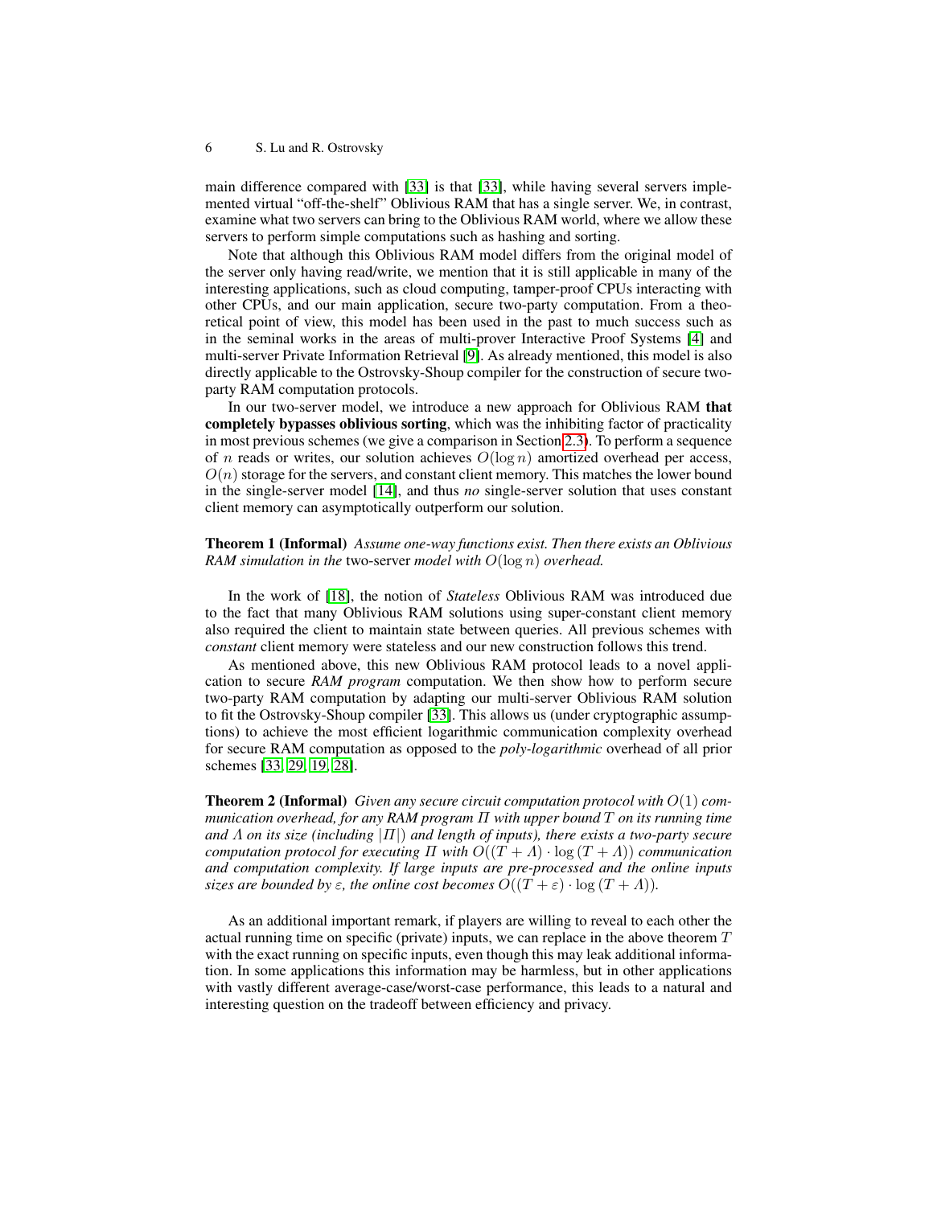main difference compared with [33] is that [33], while having several servers implemented virtual "off-the-shelf" Oblivious RAM that has a single server. We, in contrast, examine what two servers can bring to the Oblivious RAM world, where we allow these servers to perform simple computations such as hashing and sorting.

Note that although this Oblivious RAM model differs from the original model of the server only having read/write, we mention that it is still applicable in many of the interesting applications, such as cloud computing, tamper-proof CPUs interacting with other CPUs, and our main application, secure two-party computation. From a theoretical point of view, this model has been used in the past to much success such as in the seminal works in the areas of multi-prover Interactive Proof Systems [4] and multi-server Private Information Retrieval [9]. As already mentioned, this model is also directly applicable to the Ostrovsky-Shoup compiler for the construction of secure two-party RAM computation protocols.

In our two-server model, we introduce a new approach for Oblivious RAM **that completely bypasses oblivious sorting**, which was the inhibiting factor of practicality in most previous schemes (we give a comparison in Section 2.3). To perform a sequence of $n$ reads or writes, our solution achieves $O(\log n)$ amortized overhead per access, $O(n)$ storage for the servers, and constant client memory. This matches the lower bound in the single-server model [14], and thus *no* single-server solution that uses constant client memory can asymptotically outperform our solution.

**Theorem 1 (Informal)** *Assume one-way functions exist. Then there exists an Oblivious RAM simulation in the* two-server *model with $O(\log n)$ overhead.*

In the work of [18], the notion of *Stateless* Oblivious RAM was introduced due to the fact that many Oblivious RAM solutions using super-constant client memory also required the client to maintain state between queries. All previous schemes with *constant* client memory were stateless and our new construction follows this trend.

As mentioned above, this new Oblivious RAM protocol leads to a novel application to secure *RAM program* computation. We then show how to perform secure two-party RAM computation by adapting our multi-server Oblivious RAM solution to fit the Ostrovsky-Shoup compiler [33]. This allows us (under cryptographic assumptions) to achieve the most efficient logarithmic communication complexity overhead for secure RAM computation as opposed to the *poly-logarithmic* overhead of all prior schemes [33, 29, 19, 28].

**Theorem 2 (Informal)** *Given any secure circuit computation protocol with $O(1)$ communication overhead, for any RAM program $\Pi$ with upper bound $T$ on its running time and $\Lambda$ on its size (including $|\Pi|$) and length of inputs), there exists a two-party secure computation protocol for executing $\Pi$ with $O((T + \Lambda) \cdot \log{(T + \Lambda)})$ communication and computation complexity. If large inputs are pre-processed and the online inputs sizes are bounded by $\varepsilon$, the online cost becomes $O((T + \varepsilon) \cdot \log{(T + \Lambda)})$.*

As an additional important remark, if players are willing to reveal to each other the actual running time on specific (private) inputs, we can replace in the above theorem $T$ with the exact running on specific inputs, even though this may leak additional information. In some applications this information may be harmless, but in other applications with vastly different average-case/worst-case performance, this leads to a natural and interesting question on the tradeoff between efficiency and privacy.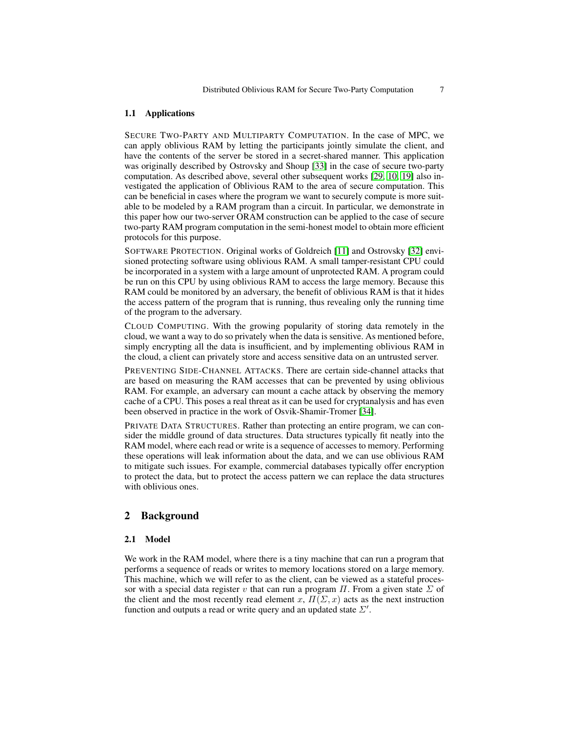### 1.1 Applications

SECURE TWO-PARTY AND MULTIPARTY COMPUTATION. In the case of MPC, we can apply oblivious RAM by letting the participants jointly simulate the client, and have the contents of the server be stored in a secret-shared manner. This application was originally described by Ostrovsky and Shoup [33] in the case of secure two-party computation. As described above, several other subsequent works [29, 10, 19] also investigated the application of Oblivious RAM to the area of secure computation. This can be beneficial in cases where the program we want to securely compute is more suitable to be modeled by a RAM program than a circuit. In particular, we demonstrate in this paper how our two-server ORAM construction can be applied to the case of secure two-party RAM program computation in the semi-honest model to obtain more efficient protocols for this purpose.

SOFTWARE PROTECTION. Original works of Goldreich [11] and Ostrovsky [32] envisioned protecting software using oblivious RAM. A small tamper-resistant CPU could be incorporated in a system with a large amount of unprotected RAM. A program could be run on this CPU by using oblivious RAM to access the large memory. Because this RAM could be monitored by an adversary, the benefit of oblivious RAM is that it hides the access pattern of the program that is running, thus revealing only the running time of the program to the adversary.

CLOUD COMPUTING. With the growing popularity of storing data remotely in the cloud, we want a way to do so privately when the data is sensitive. As mentioned before, simply encrypting all the data is insufficient, and by implementing oblivious RAM in the cloud, a client can privately store and access sensitive data on an untrusted server.

PREVENTING SIDE-CHANNEL ATTACKS. There are certain side-channel attacks that are based on measuring the RAM accesses that can be prevented by using oblivious RAM. For example, an adversary can mount a cache attack by observing the memory cache of a CPU. This poses a real threat as it can be used for cryptanalysis and has even been observed in practice in the work of Osvik-Shamir-Tromer [34].

PRIVATE DATA STRUCTURES. Rather than protecting an entire program, we can consider the middle ground of data structures. Data structures typically fit neatly into the RAM model, where each read or write is a sequence of accesses to memory. Performing these operations will leak information about the data, and we can use oblivious RAM to mitigate such issues. For example, commercial databases typically offer encryption to protect the data, but to protect the access pattern we can replace the data structures with oblivious ones.

## 2 Background

### 2.1 Model

We work in the RAM model, where there is a tiny machine that can run a program that performs a sequence of reads or writes to memory locations stored on a large memory. This machine, which we will refer to as the client, can be viewed as a stateful processor with a special data register $v$ that can run a program $\Pi$. From a given state $\Sigma$ of the client and the most recently read element $x$, $\Pi(\Sigma, x)$ acts as the next instruction function and outputs a read or write query and an updated state $\Sigma'$.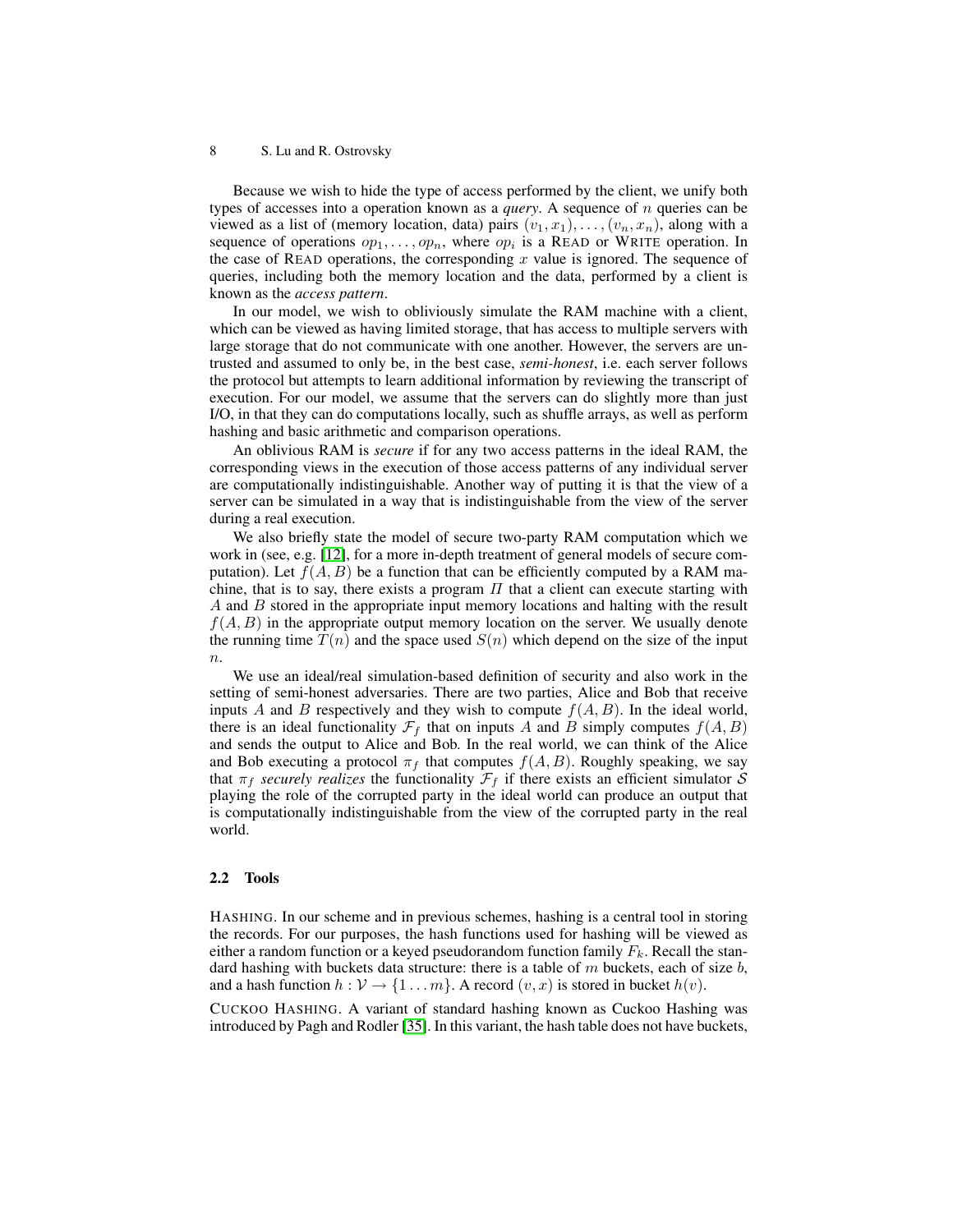Because we wish to hide the type of access performed by the client, we unify both types of accesses into a operation known as a *query*. A sequence of $n$ queries can be viewed as a list of (memory location, data) pairs $(v_1, x_1), \ldots, (v_n, x_n)$, along with a sequence of operations $op_1, \ldots, op_n$, where $op_i$ is a READ or WRITE operation. In the case of READ operations, the corresponding $x$ value is ignored. The sequence of queries, including both the memory location and the data, performed by a client is known as the *access pattern*.

In our model, we wish to obliviously simulate the RAM machine with a client, which can be viewed as having limited storage, that has access to multiple servers with large storage that do not communicate with one another. However, the servers are untrusted and assumed to only be, in the best case, *semi-honest*, i.e. each server follows the protocol but attempts to learn additional information by reviewing the transcript of execution. For our model, we assume that the servers can do slightly more than just I/O, in that they can do computations locally, such as shuffle arrays, as well as perform hashing and basic arithmetic and comparison operations.

An oblivious RAM is *secure* if for any two access patterns in the ideal RAM, the corresponding views in the execution of those access patterns of any individual server are computationally indistinguishable. Another way of putting it is that the view of a server can be simulated in a way that is indistinguishable from the view of the server during a real execution.

We also briefly state the model of secure two-party RAM computation which we work in (see, e.g. [12], for a more in-depth treatment of general models of secure computation). Let $f(A, B)$ be a function that can be efficiently computed by a RAM machine, that is to say, there exists a program $\Pi$ that a client can execute starting with $A$ and $B$ stored in the appropriate input memory locations and halting with the result $f(A, B)$ in the appropriate output memory location on the server. We usually denote the running time $T(n)$ and the space used $S(n)$ which depend on the size of the input $n$.

We use an ideal/real simulation-based definition of security and also work in the setting of semi-honest adversaries. There are two parties, Alice and Bob that receive inputs $A$ and $B$ respectively and they wish to compute $f(A, B)$. In the ideal world, there is an ideal functionality $\mathcal{F}_f$ that on inputs $A$ and $B$ simply computes $f(A, B)$ and sends the output to Alice and Bob. In the real world, we can think of the Alice and Bob executing a protocol $\pi_f$ that computes $f(A, B)$. Roughly speaking, we say that $\pi_f$ *securely realizes* the functionality $\mathcal{F}_f$ if there exists an efficient simulator $\mathcal{S}$ playing the role of the corrupted party in the ideal world can produce an output that is computationally indistinguishable from the view of the corrupted party in the real world.

### 2.2 Tools

HASHING. In our scheme and in previous schemes, hashing is a central tool in storing the records. For our purposes, the hash functions used for hashing will be viewed as either a random function or a keyed pseudorandom function family $F_k$. Recall the standard hashing with buckets data structure: there is a table of $m$ buckets, each of size $b$, and a hash function $h : \mathcal{V} \rightarrow \{1 \ldots m\}$. A record $(v, x)$ is stored in bucket $h(v)$.

CUCKOO HASHING. A variant of standard hashing known as Cuckoo Hashing was introduced by Pagh and Rodler [35]. In this variant, the hash table does not have buckets,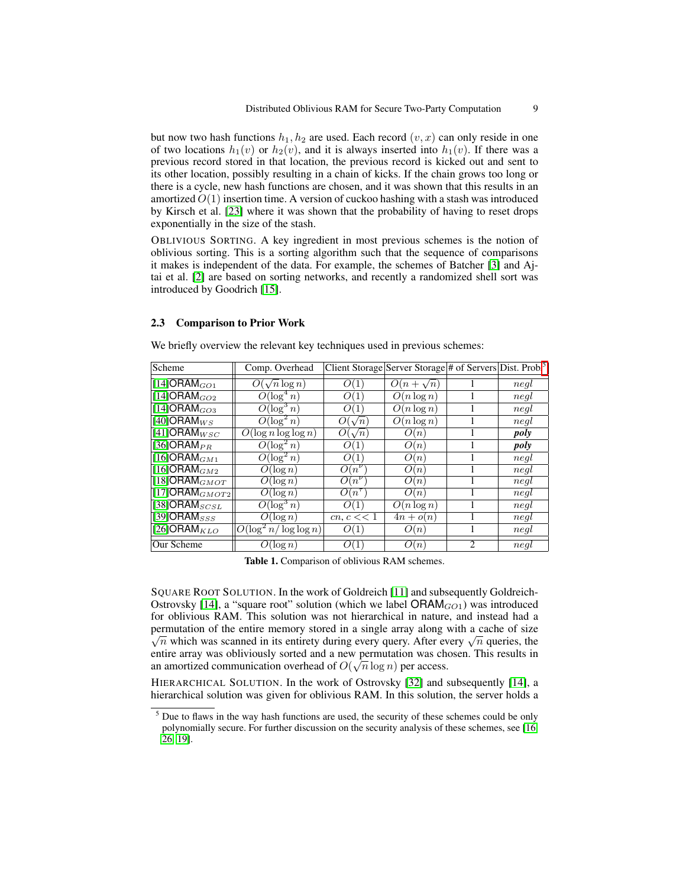but now two hash functions $h_1, h_2$ are used. Each record $(v, x)$ can only reside in one of two locations $h_1(v)$ or $h_2(v)$, and it is always inserted into $h_1(v)$. If there was a previous record stored in that location, the previous record is kicked out and sent to its other location, possibly resulting in a chain of kicks. If the chain grows too long or there is a cycle, new hash functions are chosen, and it was shown that this results in an amortized $O(1)$ insertion time. A version of cuckoo hashing with a stash was introduced by Kirsch et al. [23] where it was shown that the probability of having to reset drops exponentially in the size of the stash.

OBLIVIOUS SORTING. A key ingredient in most previous schemes is the notion of oblivious sorting. This is a sorting algorithm such that the sequence of comparisons it makes is independent of the data. For example, the schemes of Batcher [3] and Ajtai et al. [2] are based on sorting networks, and recently a randomized shell sort was introduced by Goodrich [15].

### 2.3 Comparison to Prior Work

We briefly overview the relevant key techniques used in previous schemes:

| Scheme | Comp. Overhead | Client Storage | Server Storage | # of Servers | Dist. Prob[5] |
|---|---|---|---|---|---|
| [14] $\mathsf{ORAM}_{GO1}$ | $O(\sqrt{n}\log n)$ | $O(1)$ | $O(n+\sqrt{n})$ | 1 | $negl$ |
| [14] $\mathsf{ORAM}_{GO2}$ | $O(\log^4 n)$ | $O(1)$ | $O(n\log n)$ | 1 | $negl$ |
| [14] $\mathsf{ORAM}_{GO3}$ | $O(\log^3 n)$ | $O(1)$ | $O(n\log n)$ | 1 | $negl$ |
| [40] $\mathsf{ORAM}_{WS}$ | $O(\log^2 n)$ | $O(\sqrt{n})$ | $O(n\log n)$ | 1 | $negl$ |
| [41] $\mathsf{ORAM}_{WSC}$ | $O(\log n\log\log n)$ | $O(\sqrt{n})$ | $O(n)$ | 1 | ***poly*** |
| [36] $\mathsf{ORAM}_{PR}$ | $O(\log^2 n)$ | $O(1)$ | $O(n)$ | 1 | ***poly*** |
| [16] $\mathsf{ORAM}_{GM1}$ | $O(\log^2 n)$ | $O(1)$ | $O(n)$ | 1 | $negl$ |
| [16] $\mathsf{ORAM}_{GM2}$ | $O(\log n)$ | $O(n^\nu)$ | $O(n)$ | 1 | $negl$ |
| [18] $\mathsf{ORAM}_{GMOT}$ | $O(\log n)$ | $O(n^\nu)$ | $O(n)$ | 1 | $negl$ |
| [17] $\mathsf{ORAM}_{GMOT2}$ | $O(\log n)$ | $O(n^\tau)$ | $O(n)$ | 1 | $negl$ |
| [38] $\mathsf{ORAM}_{SCSL}$ | $O(\log^3 n)$ | $O(1)$ | $O(n\log n)$ | 1 | $negl$ |
| [39] $\mathsf{ORAM}_{SSS}$ | $O(\log n)$ | $cn, c << 1$ | $4n+o(n)$ | 1 | $negl$ |
| [26] $\mathsf{ORAM}_{KLO}$ | $O(\log^2 n/\log\log n)$ | $O(1)$ | $O(n)$ | 1 | $negl$ |
| Our Scheme | $O(\log n)$ | $O(1)$ | $O(n)$ | 2 | $negl$ |

**Table 1.** Comparison of oblivious RAM schemes.

SQUARE ROOT SOLUTION. In the work of Goldreich [11] and subsequently Goldreich-Ostrovsky [14], a "square root" solution (which we label $\mathsf{ORAM}_{GO1}$) was introduced for oblivious RAM. This solution was not hierarchical in nature, and instead had a permutation of the entire memory stored in a single array along with a cache of size $\sqrt{n}$ which was scanned in its entirety during every query. After every $\sqrt{n}$ queries, the entire array was obliviously sorted and a new permutation was chosen. This results in an amortized communication overhead of $O(\sqrt{n}\log n)$ per access.

HIERARCHICAL SOLUTION. In the work of Ostrovsky [32] and subsequently [14], a hierarchical solution was given for oblivious RAM. In this solution, the server holds a

[5] Due to flaws in the way hash functions are used, the security of these schemes could be only polynomially secure. For further discussion on the security analysis of these schemes, see [16, 26, 19].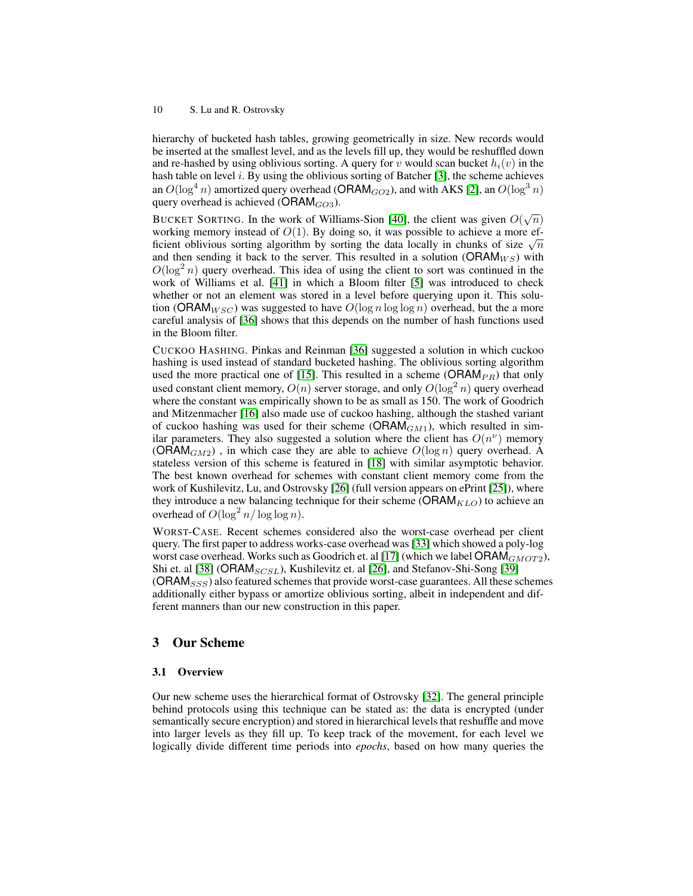hierarchy of bucketed hash tables, growing geometrically in size. New records would be inserted at the smallest level, and as the levels fill up, they would be reshuffled down and re-hashed by using oblivious sorting. A query for $v$ would scan bucket $h_i(v)$ in the hash table on level $i$. By using the oblivious sorting of Batcher [3], the scheme achieves an $O(\log^4 n)$ amortized query overhead ($\mathsf{ORAM}_{GO2}$), and with AKS [2], an $O(\log^3 n)$ query overhead is achieved ($\mathsf{ORAM}_{GO3}$).

BUCKET SORTING. In the work of Williams-Sion [40], the client was given $O(\sqrt{n})$ working memory instead of $O(1)$. By doing so, it was possible to achieve a more efficient oblivious sorting algorithm by sorting the data locally in chunks of size $\sqrt{n}$ and then sending it back to the server. This resulted in a solution ($\mathsf{ORAM}_{WS}$) with $O(\log^2 n)$ query overhead. This idea of using the client to sort was continued in the work of Williams et al. [41] in which a Bloom filter [5] was introduced to check whether or not an element was stored in a level before querying upon it. This solution ($\mathsf{ORAM}_{WSC}$) was suggested to have $O(\log n \log\log n)$ overhead, but the a more careful analysis of [36] shows that this depends on the number of hash functions used in the Bloom filter.

CUCKOO HASHING. Pinkas and Reinman [36] suggested a solution in which cuckoo hashing is used instead of standard bucketed hashing. The oblivious sorting algorithm used the more practical one of [15]. This resulted in a scheme ($\mathsf{ORAM}_{PR}$) that only used constant client memory, $O(n)$ server storage, and only $O(\log^2 n)$ query overhead where the constant was empirically shown to be as small as 150. The work of Goodrich and Mitzenmacher [16] also made use of cuckoo hashing, although the stashed variant of cuckoo hashing was used for their scheme ($\mathsf{ORAM}_{GM1}$), which resulted in similar parameters. They also suggested a solution where the client has $O(n^\nu)$ memory ($\mathsf{ORAM}_{GM2}$) , in which case they are able to achieve $O(\log n)$ query overhead. A stateless version of this scheme is featured in [18] with similar asymptotic behavior. The best known overhead for schemes with constant client memory come from the work of Kushilevitz, Lu, and Ostrovsky [26] (full version appears on ePrint [25]), where they introduce a new balancing technique for their scheme ($\mathsf{ORAM}_{KLO}$) to achieve an overhead of $O(\log^2 n/\log\log n)$.

WORST-CASE. Recent schemes considered also the worst-case overhead per client query. The first paper to address works-case overhead was [33] which showed a poly-log worst case overhead. Works such as Goodrich et. al [17] (which we label $\mathsf{ORAM}_{GMOT2}$), Shi et. al [38] ($\mathsf{ORAM}_{SCSL}$), Kushilevitz et. al [26], and Stefanov-Shi-Song [39] ($\mathsf{ORAM}_{SSS}$) also featured schemes that provide worst-case guarantees. All these schemes additionally either bypass or amortize oblivious sorting, albeit in independent and different manners than our new construction in this paper.

## 3 Our Scheme

### 3.1 Overview

Our new scheme uses the hierarchical format of Ostrovsky [32]. The general principle behind protocols using this technique can be stated as: the data is encrypted (under semantically secure encryption) and stored in hierarchical levels that reshuffle and move into larger levels as they fill up. To keep track of the movement, for each level we logically divide different time periods into *epochs*, based on how many queries the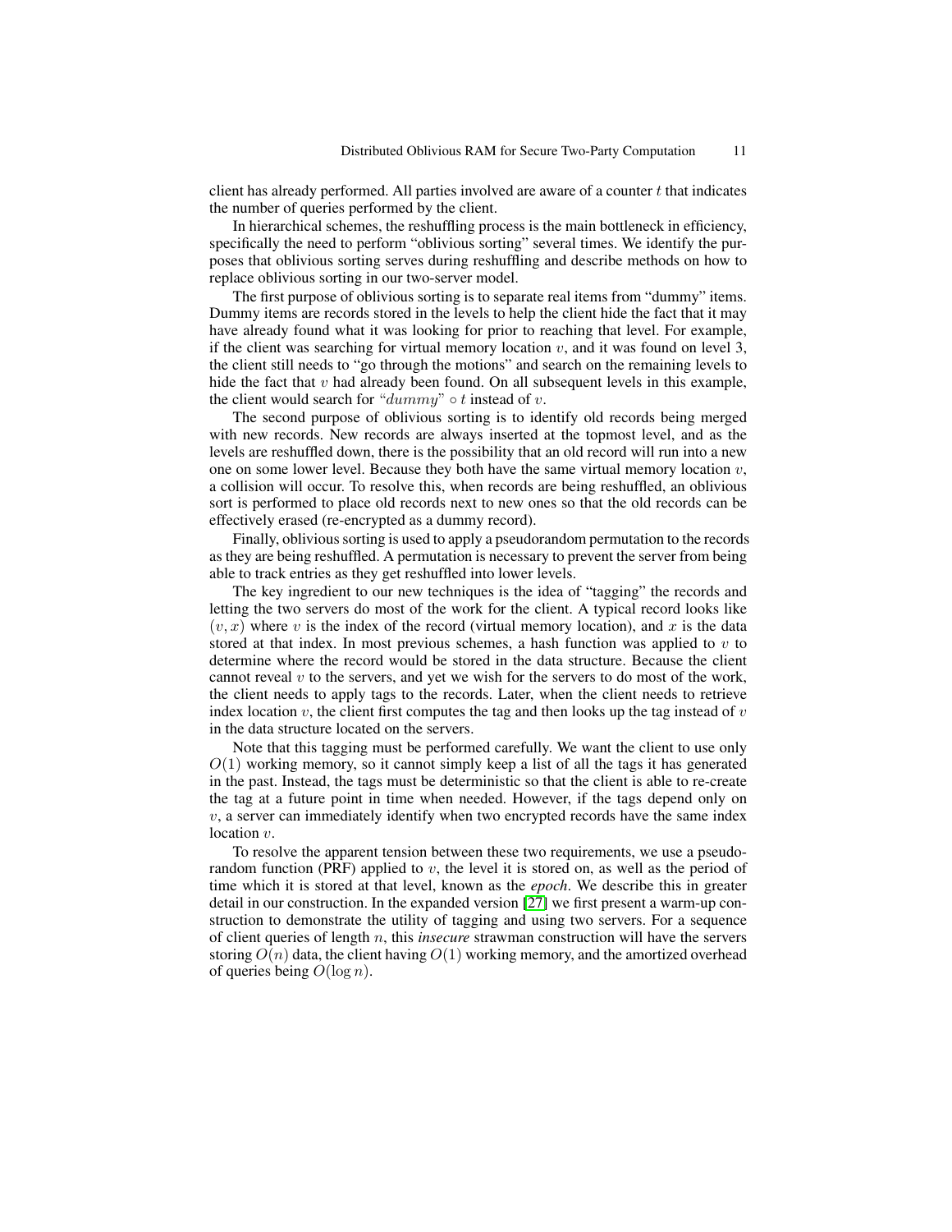client has already performed. All parties involved are aware of a counter $t$ that indicates the number of queries performed by the client.

In hierarchical schemes, the reshuffling process is the main bottleneck in efficiency, specifically the need to perform "oblivious sorting" several times. We identify the purposes that oblivious sorting serves during reshuffling and describe methods on how to replace oblivious sorting in our two-server model.

The first purpose of oblivious sorting is to separate real items from "dummy" items. Dummy items are records stored in the levels to help the client hide the fact that it may have already found what it was looking for prior to reaching that level. For example, if the client was searching for virtual memory location $v$, and it was found on level 3, the client still needs to "go through the motions" and search on the remaining levels to hide the fact that $v$ had already been found. On all subsequent levels in this example, the client would search for "$dummy$" $\circ\, t$ instead of $v$.

The second purpose of oblivious sorting is to identify old records being merged with new records. New records are always inserted at the topmost level, and as the levels are reshuffled down, there is the possibility that an old record will run into a new one on some lower level. Because they both have the same virtual memory location $v$, a collision will occur. To resolve this, when records are being reshuffled, an oblivious sort is performed to place old records next to new ones so that the old records can be effectively erased (re-encrypted as a dummy record).

Finally, oblivious sorting is used to apply a pseudorandom permutation to the records as they are being reshuffled. A permutation is necessary to prevent the server from being able to track entries as they get reshuffled into lower levels.

The key ingredient to our new techniques is the idea of "tagging" the records and letting the two servers do most of the work for the client. A typical record looks like $(v, x)$ where $v$ is the index of the record (virtual memory location), and $x$ is the data stored at that index. In most previous schemes, a hash function was applied to $v$ to determine where the record would be stored in the data structure. Because the client cannot reveal $v$ to the servers, and yet we wish for the servers to do most of the work, the client needs to apply tags to the records. Later, when the client needs to retrieve index location $v$, the client first computes the tag and then looks up the tag instead of $v$ in the data structure located on the servers.

Note that this tagging must be performed carefully. We want the client to use only $O(1)$ working memory, so it cannot simply keep a list of all the tags it has generated in the past. Instead, the tags must be deterministic so that the client is able to re-create the tag at a future point in time when needed. However, if the tags depend only on $v$, a server can immediately identify when two encrypted records have the same index location $v$.

To resolve the apparent tension between these two requirements, we use a pseudorandom function (PRF) applied to $v$, the level it is stored on, as well as the period of time which it is stored at that level, known as the ***epoch***. We describe this in greater detail in our construction. In the expanded version [27] we first present a warm-up construction to demonstrate the utility of tagging and using two servers. For a sequence of client queries of length $n$, this *insecure* strawman construction will have the servers storing $O(n)$ data, the client having $O(1)$ working memory, and the amortized overhead of queries being $O(\log n)$.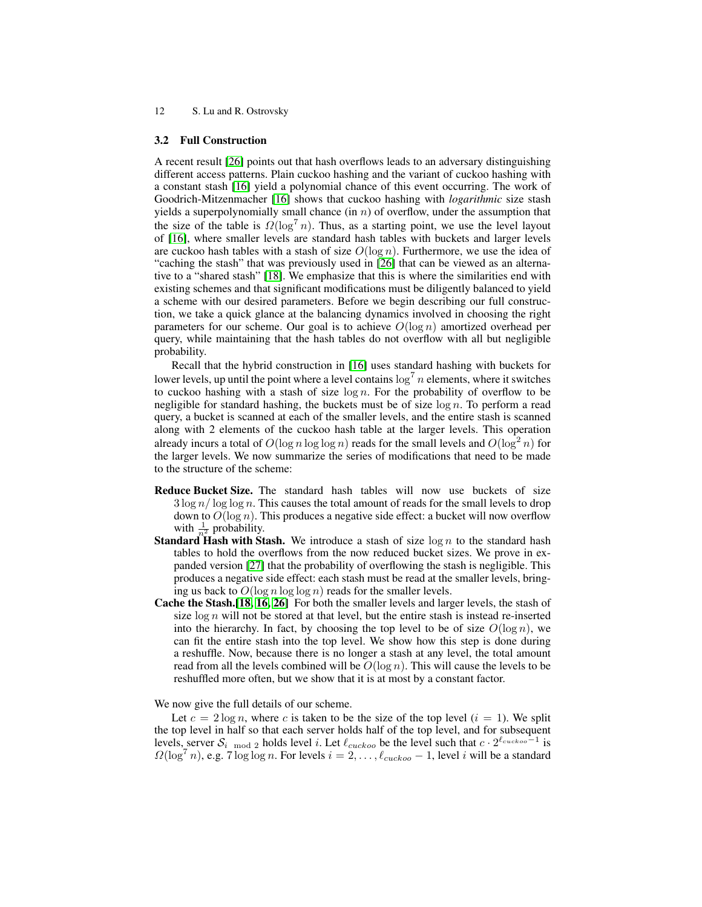### 3.2 Full Construction

A recent result [26] points out that hash overflows leads to an adversary distinguishing different access patterns. Plain cuckoo hashing and the variant of cuckoo hashing with a constant stash [16] yield a polynomial chance of this event occurring. The work of Goodrich-Mitzenmacher [16] shows that cuckoo hashing with *logarithmic* size stash yields a superpolynomially small chance (in $n$) of overflow, under the assumption that the size of the table is $\Omega(\log^7 n)$. Thus, as a starting point, we use the level layout of [16], where smaller levels are standard hash tables with buckets and larger levels are cuckoo hash tables with a stash of size $O(\log n)$. Furthermore, we use the idea of "caching the stash" that was previously used in [26] that can be viewed as an alternative to a "shared stash" [18]. We emphasize that this is where the similarities end with existing schemes and that significant modifications must be diligently balanced to yield a scheme with our desired parameters. Before we begin describing our full construction, we take a quick glance at the balancing dynamics involved in choosing the right parameters for our scheme. Our goal is to achieve $O(\log n)$ amortized overhead per query, while maintaining that the hash tables do not overflow with all but negligible probability.

Recall that the hybrid construction in [16] uses standard hashing with buckets for lower levels, up until the point where a level contains $\log^7 n$ elements, where it switches to cuckoo hashing with a stash of size $\log n$. For the probability of overflow to be negligible for standard hashing, the buckets must be of size $\log n$. To perform a read query, a bucket is scanned at each of the smaller levels, and the entire stash is scanned along with 2 elements of the cuckoo hash table at the larger levels. This operation already incurs a total of $O(\log n \log \log n)$ reads for the small levels and $O(\log^2 n)$ for the larger levels. We now summarize the series of modifications that need to be made to the structure of the scheme:

- **Reduce Bucket Size.** The standard hash tables will now use buckets of size $3 \log n / \log \log n$. This causes the total amount of reads for the small levels to drop down to $O(\log n)$. This produces a negative side effect: a bucket will now overflow with $\frac{1}{n^2}$ probability.
- **Standard Hash with Stash.** We introduce a stash of size $\log n$ to the standard hash tables to hold the overflows from the now reduced bucket sizes. We prove in expanded version [27] that the probability of overflowing the stash is negligible. This produces a negative side effect: each stash must be read at the smaller levels, bringing us back to $O(\log n \log \log n)$ reads for the smaller levels.
- **Cache the Stash.[18, 16, 26]** For both the smaller levels and larger levels, the stash of size $\log n$ will not be stored at that level, but the entire stash is instead re-inserted into the hierarchy. In fact, by choosing the top level to be of size $O(\log n)$, we can fit the entire stash into the top level. We show how this step is done during a reshuffle. Now, because there is no longer a stash at any level, the total amount read from all the levels combined will be $O(\log n)$. This will cause the levels to be reshuffled more often, but we show that it is at most by a constant factor.

We now give the full details of our scheme.

Let $c = 2 \log n$, where $c$ is taken to be the size of the top level ($i = 1$). We split the top level in half so that each server holds half of the top level, and for subsequent levels, server $\mathcal{S}_{i \bmod 2}$ holds level $i$. Let $\ell_{cuckoo}$ be the level such that $c \cdot 2^{\ell_{cuckoo}-1}$ is $\Omega(\log^7 n)$, e.g. $7 \log \log n$. For levels $i = 2, \ldots, \ell_{cuckoo} - 1$, level $i$ will be a standard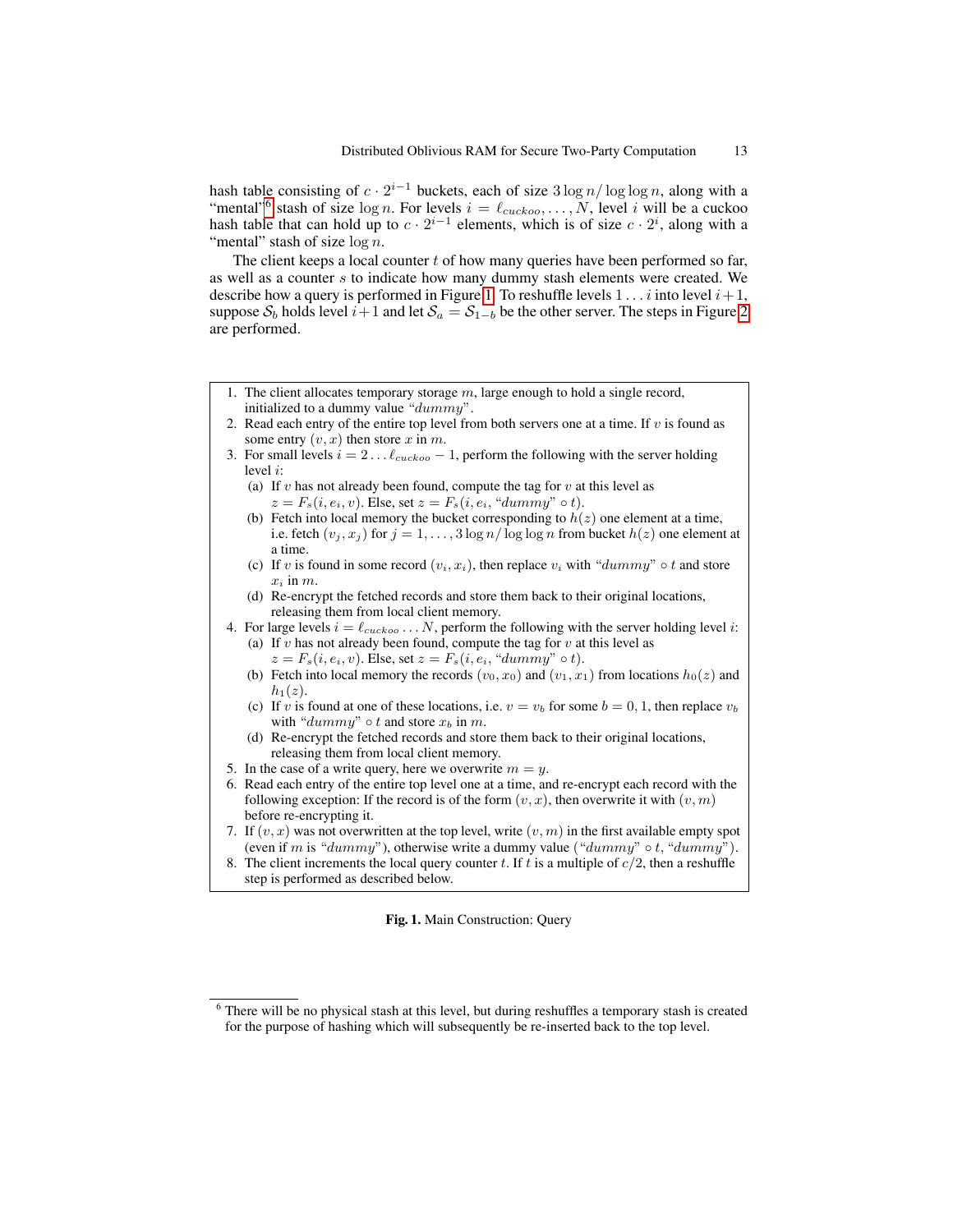hash table consisting of $c \cdot 2^{i-1}$ buckets, each of size $3 \log n / \log \log n$, along with a "mental"[6] stash of size $\log n$. For levels $i = \ell_{cuckoo}, \ldots, N$, level $i$ will be a cuckoo hash table that can hold up to $c \cdot 2^{i-1}$ elements, which is of size $c \cdot 2^i$, along with a "mental" stash of size $\log n$.

The client keeps a local counter $t$ of how many queries have been performed so far, as well as a counter $s$ to indicate how many dummy stash elements were created. We describe how a query is performed in Figure 1. To reshuffle levels $1 \ldots i$ into level $i+1$, suppose $\mathcal{S}_b$ holds level $i+1$ and let $\mathcal{S}_a = \mathcal{S}_{1-b}$ be the other server. The steps in Figure 2 are performed.

1. The client allocates temporary storage $m$, large enough to hold a single record, initialized to a dummy value "*dummy*".
2. Read each entry of the entire top level from both servers one at a time. If $v$ is found as some entry $(v, x)$ then store $x$ in $m$.
3. For small levels $i = 2 \ldots \ell_{cuckoo} - 1$, perform the following with the server holding level $i$:
   (a) If $v$ has not already been found, compute the tag for $v$ at this level as $z = F_s(i, e_i, v)$. Else, set $z = F_s(i, e_i, \text{"}dummy\text{"} \circ t)$.
   (b) Fetch into local memory the bucket corresponding to $h(z)$ one element at a time, i.e. fetch $(v_j, x_j)$ for $j = 1, \ldots, 3 \log n / \log \log n$ from bucket $h(z)$ one element at a time.
   (c) If $v$ is found in some record $(v_i, x_i)$, then replace $v_i$ with "*dummy*" $\circ\, t$ and store $x_i$ in $m$.
   (d) Re-encrypt the fetched records and store them back to their original locations, releasing them from local client memory.
4. For large levels $i = \ell_{cuckoo} \ldots N$, perform the following with the server holding level $i$:
   (a) If $v$ has not already been found, compute the tag for $v$ at this level as $z = F_s(i, e_i, v)$. Else, set $z = F_s(i, e_i, \text{"}dummy\text{"} \circ t)$.
   (b) Fetch into local memory the records $(v_0, x_0)$ and $(v_1, x_1)$ from locations $h_0(z)$ and $h_1(z)$.
   (c) If $v$ is found at one of these locations, i.e. $v = v_b$ for some $b = 0, 1$, then replace $v_b$ with "*dummy*" $\circ\, t$ and store $x_b$ in $m$.
   (d) Re-encrypt the fetched records and store them back to their original locations, releasing them from local client memory.
5. In the case of a write query, here we overwrite $m = y$.
6. Read each entry of the entire top level one at a time, and re-encrypt each record with the following exception: If the record is of the form $(v, x)$, then overwrite it with $(v, m)$ before re-encrypting it.
7. If $(v, x)$ was not overwritten at the top level, write $(v, m)$ in the first available empty spot (even if $m$ is "*dummy*"), otherwise write a dummy value ("*dummy*" $\circ\, t$, "*dummy*").
8. The client increments the local query counter $t$. If $t$ is a multiple of $c/2$, then a reshuffle step is performed as described below.

**Fig. 1.** Main Construction: Query

[6] There will be no physical stash at this level, but during reshuffles a temporary stash is created for the purpose of hashing which will subsequently be re-inserted back to the top level.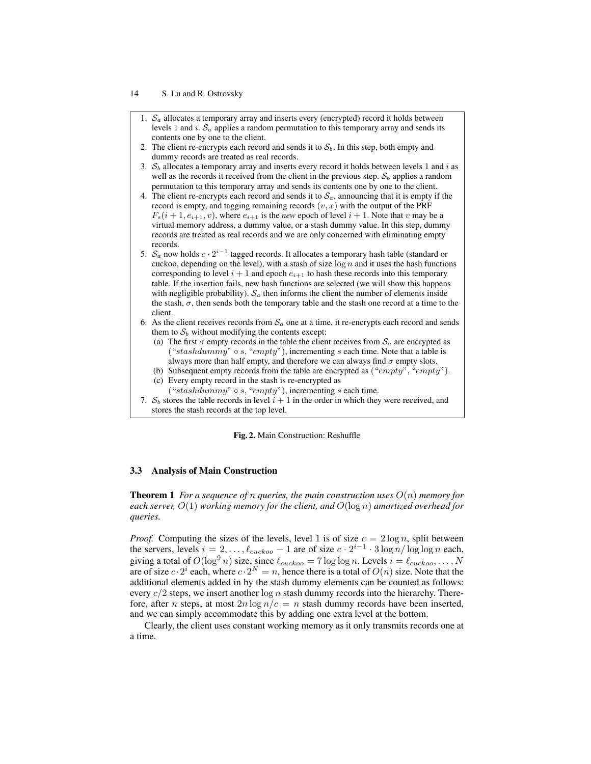1. $\mathcal{S}_a$ allocates a temporary array and inserts every (encrypted) record it holds between levels 1 and $i$. $\mathcal{S}_a$ applies a random permutation to this temporary array and sends its contents one by one to the client.
2. The client re-encrypts each record and sends it to $\mathcal{S}_b$. In this step, both empty and dummy records are treated as real records.
3. $\mathcal{S}_b$ allocates a temporary array and inserts every record it holds between levels 1 and $i$ as well as the records it received from the client in the previous step. $\mathcal{S}_b$ applies a random permutation to this temporary array and sends its contents one by one to the client.
4. The client re-encrypts each record and sends it to $\mathcal{S}_a$, announcing that it is empty if the record is empty, and tagging remaining records $(v, x)$ with the output of the PRF $F_s(i+1, e_{i+1}, v)$, where $e_{i+1}$ is the *new* epoch of level $i+1$. Note that $v$ may be a virtual memory address, a dummy value, or a stash dummy value. In this step, dummy records are treated as real records and we are only concerned with eliminating empty records.
5. $\mathcal{S}_a$ now holds $c \cdot 2^{i-1}$ tagged records. It allocates a temporary hash table (standard or cuckoo, depending on the level), with a stash of size $\log n$ and it uses the hash functions corresponding to level $i+1$ and epoch $e_{i+1}$ to hash these records into this temporary table. If the insertion fails, new hash functions are selected (we will show this happens with negligible probability). $\mathcal{S}_a$ then informs the client the number of elements inside the stash, $\sigma$, then sends both the temporary table and the stash one record at a time to the client.
6. As the client receives records from $\mathcal{S}_a$ one at a time, it re-encrypts each record and sends them to $\mathcal{S}_b$ without modifying the contents except:
   (a) The first $\sigma$ empty records in the table the client receives from $\mathcal{S}_a$ are encrypted as ("$stashdummy$" $\circ\, s$, "$empty$"), incrementing $s$ each time. Note that a table is always more than half empty, and therefore we can always find $\sigma$ empty slots.
   (b) Subsequent empty records from the table are encrypted as ("$empty$", "$empty$").
   (c) Every empty record in the stash is re-encrypted as ("$stashdummy$" $\circ\, s$, "$empty$"), incrementing $s$ each time.
7. $\mathcal{S}_b$ stores the table records in level $i+1$ in the order in which they were received, and stores the stash records at the top level.

**Fig. 2.** Main Construction: Reshuffle

### 3.3 Analysis of Main Construction

**Theorem 1** *For a sequence of $n$ queries, the main construction uses $O(n)$ memory for each server, $O(1)$ working memory for the client, and $O(\log n)$ amortized overhead for queries.*

*Proof.* Computing the sizes of the levels, level 1 is of size $c = 2\log n$, split between the servers, levels $i = 2, \ldots, \ell_{cuckoo} - 1$ are of size $c \cdot 2^{i-1} \cdot 3\log n / \log\log n$ each, giving a total of $O(\log^9 n)$ size, since $\ell_{cuckoo} = 7\log\log n$. Levels $i = \ell_{cuckoo}, \ldots, N$ are of size $c \cdot 2^i$ each, where $c \cdot 2^N = n$, hence there is a total of $O(n)$ size. Note that the additional elements added in by the stash dummy elements can be counted as follows: every $c/2$ steps, we insert another $\log n$ stash dummy records into the hierarchy. Therefore, after $n$ steps, at most $2n\log n / c = n$ stash dummy records have been inserted, and we can simply accommodate this by adding one extra level at the bottom.

Clearly, the client uses constant working memory as it only transmits records one at a time.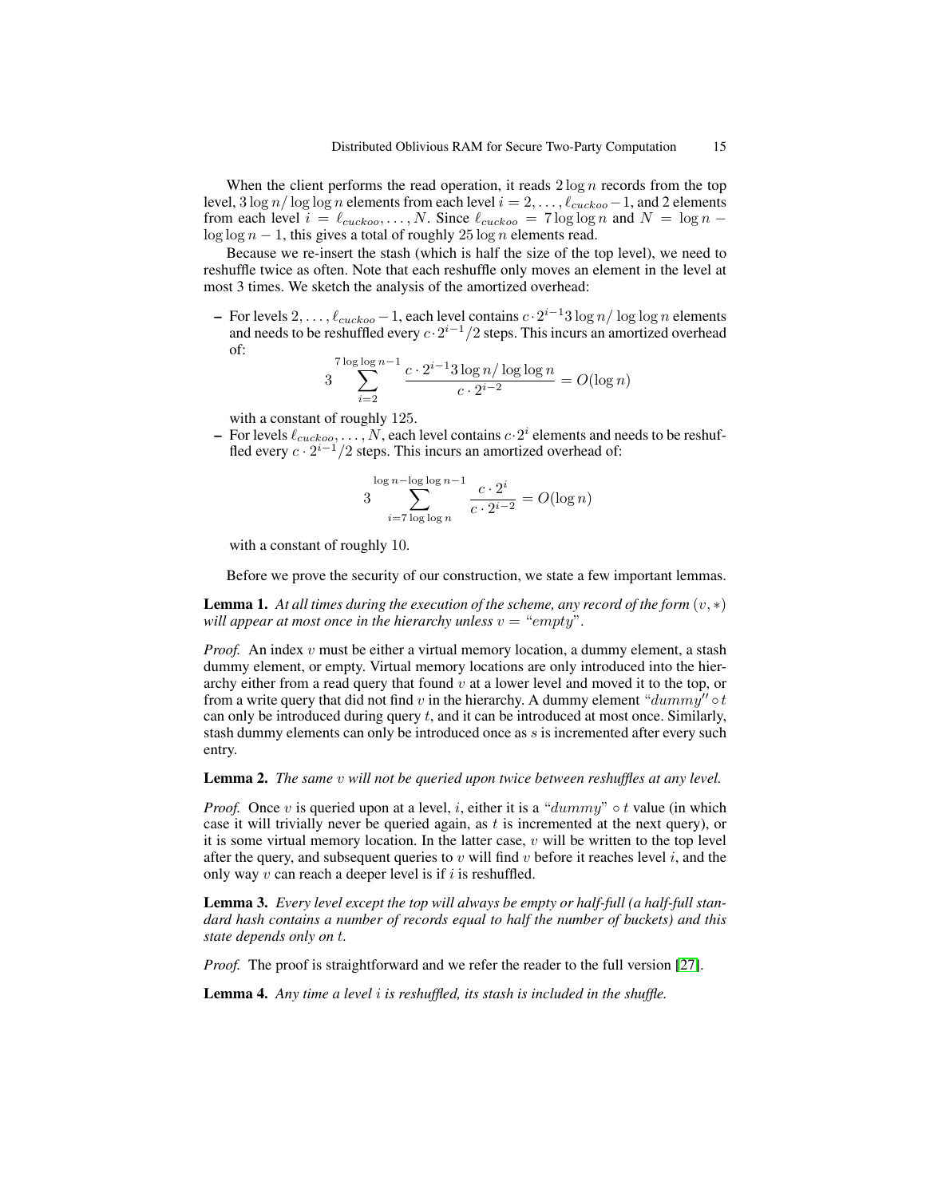When the client performs the read operation, it reads $2 \log n$ records from the top level, $3 \log n / \log \log n$ elements from each level $i = 2, \ldots, \ell_{cuckoo} - 1$, and 2 elements from each level $i = \ell_{cuckoo}, \ldots, N$. Since $\ell_{cuckoo} = 7 \log \log n$ and $N = \log n - \log \log n - 1$, this gives a total of roughly $25 \log n$ elements read.

Because we re-insert the stash (which is half the size of the top level), we need to reshuffle twice as often. Note that each reshuffle only moves an element in the level at most 3 times. We sketch the analysis of the amortized overhead:

- For levels $2, \ldots, \ell_{cuckoo} - 1$, each level contains $c \cdot 2^{i-1} 3 \log n / \log \log n$ elements and needs to be reshuffled every $c \cdot 2^{i-1}/2$ steps. This incurs an amortized overhead of:
$$3 \sum_{i=2}^{7 \log \log n - 1} \frac{c \cdot 2^{i-1} 3 \log n / \log \log n}{c \cdot 2^{i-2}} = O(\log n)$$
with a constant of roughly 125.
- For levels $\ell_{cuckoo}, \ldots, N$, each level contains $c \cdot 2^i$ elements and needs to be reshuffled every $c \cdot 2^{i-1}/2$ steps. This incurs an amortized overhead of:
$$3 \sum_{i=7 \log \log n}^{\log n - \log \log n - 1} \frac{c \cdot 2^i}{c \cdot 2^{i-2}} = O(\log n)$$
with a constant of roughly 10.

Before we prove the security of our construction, we state a few important lemmas.

**Lemma 1.** *At all times during the execution of the scheme, any record of the form $(v, *)$ will appear at most once in the hierarchy unless $v =$ "$empty$".*

*Proof.* An index $v$ must be either a virtual memory location, a dummy element, a stash dummy element, or empty. Virtual memory locations are only introduced into the hierarchy either from a read query that found $v$ at a lower level and moved it to the top, or from a write query that did not find $v$ in the hierarchy. A dummy element "$dummy'' \circ t$ can only be introduced during query $t$, and it can be introduced at most once. Similarly, stash dummy elements can only be introduced once as $s$ is incremented after every such entry.

**Lemma 2.** *The same $v$ will not be queried upon twice between reshuffles at any level.*

*Proof.* Once $v$ is queried upon at a level, $i$, either it is a "$dummy$" $\circ$ $t$ value (in which case it will trivially never be queried again, as $t$ is incremented at the next query), or it is some virtual memory location. In the latter case, $v$ will be written to the top level after the query, and subsequent queries to $v$ will find $v$ before it reaches level $i$, and the only way $v$ can reach a deeper level is if $i$ is reshuffled.

**Lemma 3.** *Every level except the top will always be empty or half-full (a half-full standard hash contains a number of records equal to half the number of buckets) and this state depends only on $t$.*

*Proof.* The proof is straightforward and we refer the reader to the full version [27].

**Lemma 4.** *Any time a level $i$ is reshuffled, its stash is included in the shuffle.*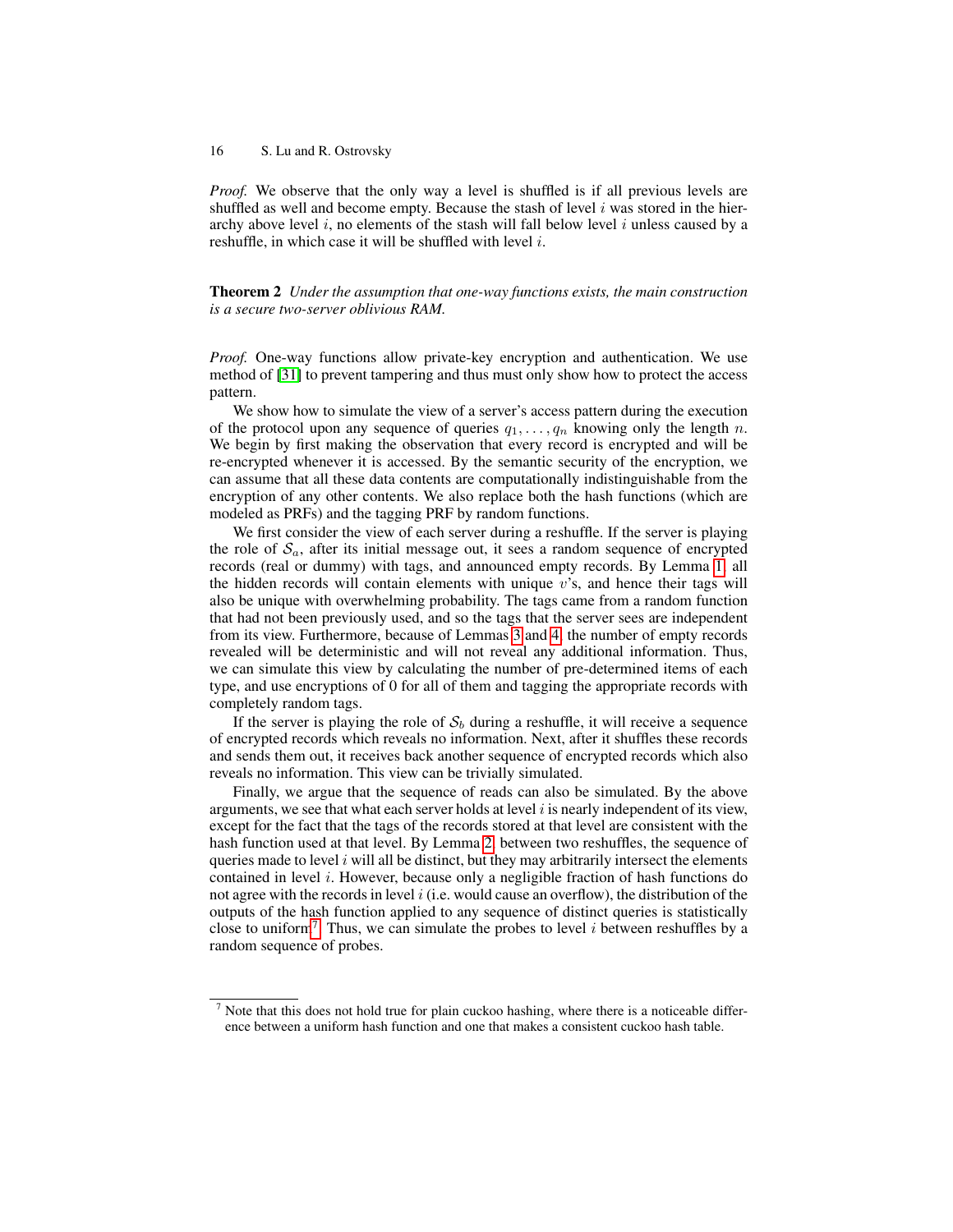*Proof.* We observe that the only way a level is shuffled is if all previous levels are shuffled as well and become empty. Because the stash of level $i$ was stored in the hierarchy above level $i$, no elements of the stash will fall below level $i$ unless caused by a reshuffle, in which case it will be shuffled with level $i$.

**Theorem 2** *Under the assumption that one-way functions exists, the main construction is a secure two-server oblivious RAM.*

*Proof.* One-way functions allow private-key encryption and authentication. We use method of [31] to prevent tampering and thus must only show how to protect the access pattern.

We show how to simulate the view of a server's access pattern during the execution of the protocol upon any sequence of queries $q_1, \ldots, q_n$ knowing only the length $n$. We begin by first making the observation that every record is encrypted and will be re-encrypted whenever it is accessed. By the semantic security of the encryption, we can assume that all these data contents are computationally indistinguishable from the encryption of any other contents. We also replace both the hash functions (which are modeled as PRFs) and the tagging PRF by random functions.

We first consider the view of each server during a reshuffle. If the server is playing the role of $\mathcal{S}_a$, after its initial message out, it sees a random sequence of encrypted records (real or dummy) with tags, and announced empty records. By Lemma 1, all the hidden records will contain elements with unique $v$'s, and hence their tags will also be unique with overwhelming probability. The tags came from a random function that had not been previously used, and so the tags that the server sees are independent from its view. Furthermore, because of Lemmas 3 and 4, the number of empty records revealed will be deterministic and will not reveal any additional information. Thus, we can simulate this view by calculating the number of pre-determined items of each type, and use encryptions of 0 for all of them and tagging the appropriate records with completely random tags.

If the server is playing the role of $\mathcal{S}_b$ during a reshuffle, it will receive a sequence of encrypted records which reveals no information. Next, after it shuffles these records and sends them out, it receives back another sequence of encrypted records which also reveals no information. This view can be trivially simulated.

Finally, we argue that the sequence of reads can also be simulated. By the above arguments, we see that what each server holds at level $i$ is nearly independent of its view, except for the fact that the tags of the records stored at that level are consistent with the hash function used at that level. By Lemma 2, between two reshuffles, the sequence of queries made to level $i$ will all be distinct, but they may arbitrarily intersect the elements contained in level $i$. However, because only a negligible fraction of hash functions do not agree with the records in level $i$ (i.e. would cause an overflow), the distribution of the outputs of the hash function applied to any sequence of distinct queries is statistically close to uniform[7]. Thus, we can simulate the probes to level $i$ between reshuffles by a random sequence of probes.

[7] Note that this does not hold true for plain cuckoo hashing, where there is a noticeable difference between a uniform hash function and one that makes a consistent cuckoo hash table.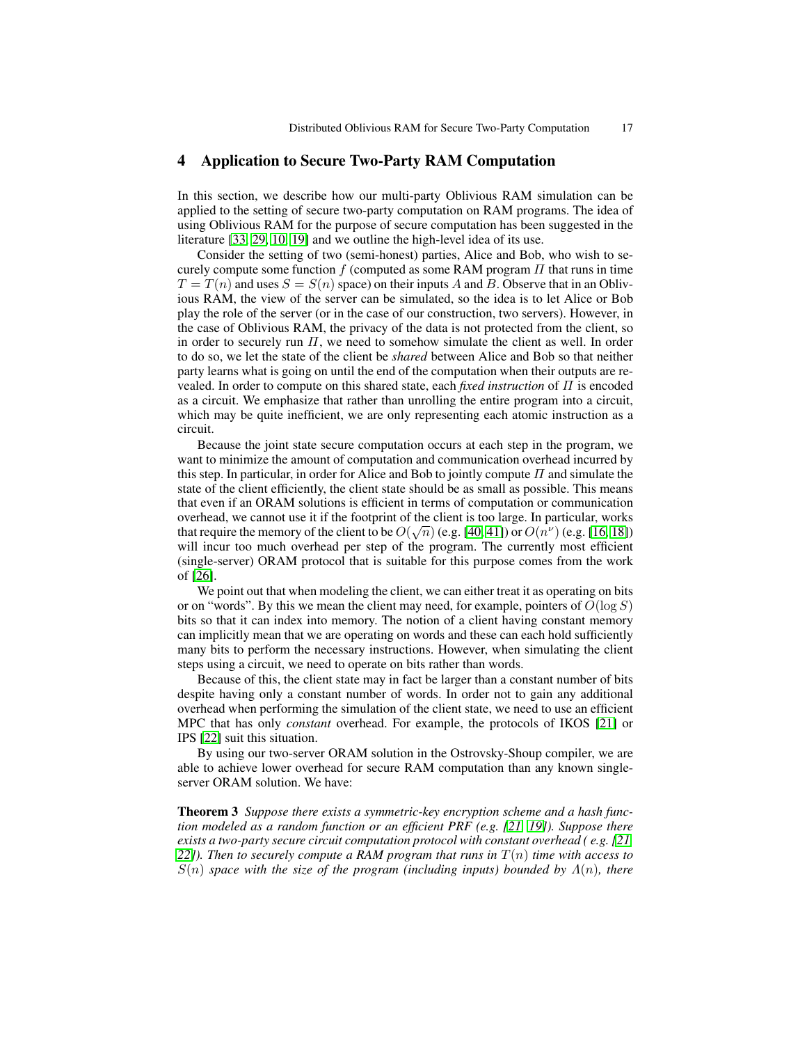## 4 Application to Secure Two-Party RAM Computation

In this section, we describe how our multi-party Oblivious RAM simulation can be applied to the setting of secure two-party computation on RAM programs. The idea of using Oblivious RAM for the purpose of secure computation has been suggested in the literature [33, 29, 10, 19] and we outline the high-level idea of its use.

Consider the setting of two (semi-honest) parties, Alice and Bob, who wish to securely compute some function $f$ (computed as some RAM program $\Pi$ that runs in time $T = T(n)$ and uses $S = S(n)$ space) on their inputs $A$ and $B$. Observe that in an Oblivious RAM, the view of the server can be simulated, so the idea is to let Alice or Bob play the role of the server (or in the case of our construction, two servers). However, in the case of Oblivious RAM, the privacy of the data is not protected from the client, so in order to securely run $\Pi$, we need to somehow simulate the client as well. In order to do so, we let the state of the client be *shared* between Alice and Bob so that neither party learns what is going on until the end of the computation when their outputs are revealed. In order to compute on this shared state, each *fixed instruction* of $\Pi$ is encoded as a circuit. We emphasize that rather than unrolling the entire program into a circuit, which may be quite inefficient, we are only representing each atomic instruction as a circuit.

Because the joint state secure computation occurs at each step in the program, we want to minimize the amount of computation and communication overhead incurred by this step. In particular, in order for Alice and Bob to jointly compute $\Pi$ and simulate the state of the client efficiently, the client state should be as small as possible. This means that even if an ORAM solutions is efficient in terms of computation or communication overhead, we cannot use it if the footprint of the client is too large. In particular, works that require the memory of the client to be $O(\sqrt{n})$ (e.g. [40, 41]) or $O(n^{\nu})$ (e.g. [16, 18]) will incur too much overhead per step of the program. The currently most efficient (single-server) ORAM protocol that is suitable for this purpose comes from the work of [26].

We point out that when modeling the client, we can either treat it as operating on bits or on "words". By this we mean the client may need, for example, pointers of $O(\log S)$ bits so that it can index into memory. The notion of a client having constant memory can implicitly mean that we are operating on words and these can each hold sufficiently many bits to perform the necessary instructions. However, when simulating the client steps using a circuit, we need to operate on bits rather than words.

Because of this, the client state may in fact be larger than a constant number of bits despite having only a constant number of words. In order not to gain any additional overhead when performing the simulation of the client state, we need to use an efficient MPC that has only *constant* overhead. For example, the protocols of IKOS [21] or IPS [22] suit this situation.

By using our two-server ORAM solution in the Ostrovsky-Shoup compiler, we are able to achieve lower overhead for secure RAM computation than any known single-server ORAM solution. We have:

**Theorem 3** *Suppose there exists a symmetric-key encryption scheme and a hash function modeled as a random function or an efficient PRF (e.g. [21, 19]). Suppose there exists a two-party secure circuit computation protocol with constant overhead ( e.g. [21, 22]). Then to securely compute a RAM program that runs in $T(n)$ time with access to $S(n)$ space with the size of the program (including inputs) bounded by $\Lambda(n)$, there*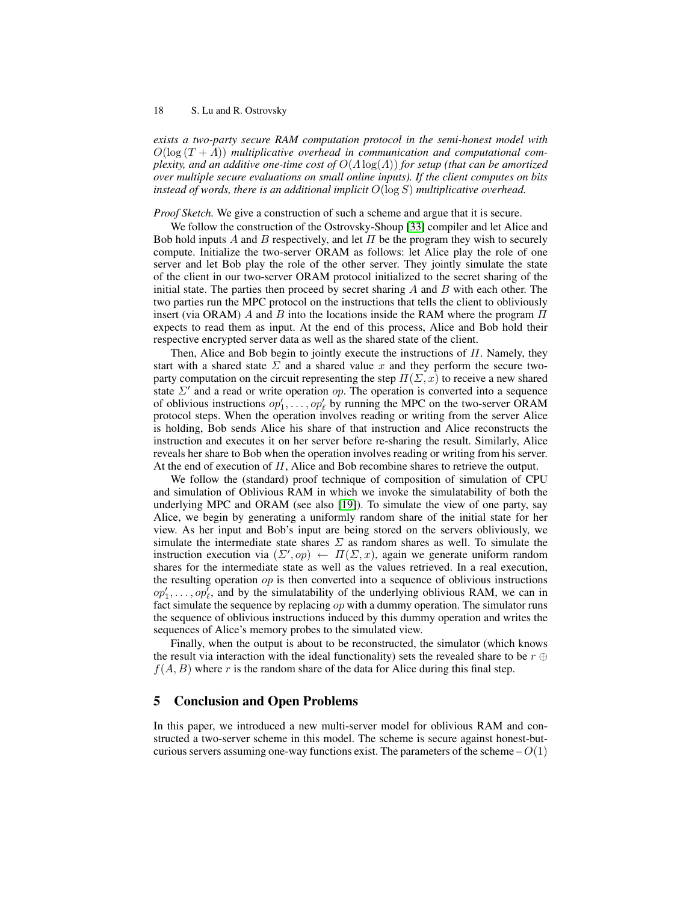*exists a two-party secure RAM computation protocol in the semi-honest model with $O(\log (T + \Lambda))$ multiplicative overhead in communication and computational complexity, and an additive one-time cost of $O(\Lambda \log(\Lambda))$ for setup (that can be amortized over multiple secure evaluations on small online inputs). If the client computes on bits instead of words, there is an additional implicit $O(\log S)$ multiplicative overhead.*

*Proof Sketch.* We give a construction of such a scheme and argue that it is secure.

We follow the construction of the Ostrovsky-Shoup [33] compiler and let Alice and Bob hold inputs $A$ and $B$ respectively, and let $\Pi$ be the program they wish to securely compute. Initialize the two-server ORAM as follows: let Alice play the role of one server and let Bob play the role of the other server. They jointly simulate the state of the client in our two-server ORAM protocol initialized to the secret sharing of the initial state. The parties then proceed by secret sharing $A$ and $B$ with each other. The two parties run the MPC protocol on the instructions that tells the client to obliviously insert (via ORAM) $A$ and $B$ into the locations inside the RAM where the program $\Pi$ expects to read them as input. At the end of this process, Alice and Bob hold their respective encrypted server data as well as the shared state of the client.

Then, Alice and Bob begin to jointly execute the instructions of $\Pi$. Namely, they start with a shared state $\Sigma$ and a shared value $x$ and they perform the secure two-party computation on the circuit representing the step $\Pi(\Sigma, x)$ to receive a new shared state $\Sigma'$ and a read or write operation $op$. The operation is converted into a sequence of oblivious instructions $op'_1, \ldots, op'_\ell$ by running the MPC on the two-server ORAM protocol steps. When the operation involves reading or writing from the server Alice is holding, Bob sends Alice his share of that instruction and Alice reconstructs the instruction and executes it on her server before re-sharing the result. Similarly, Alice reveals her share to Bob when the operation involves reading or writing from his server. At the end of execution of $\Pi$, Alice and Bob recombine shares to retrieve the output.

We follow the (standard) proof technique of composition of simulation of CPU and simulation of Oblivious RAM in which we invoke the simulatability of both the underlying MPC and ORAM (see also [19]). To simulate the view of one party, say Alice, we begin by generating a uniformly random share of the initial state for her view. As her input and Bob's input are being stored on the servers obliviously, we simulate the intermediate state shares $\Sigma$ as random shares as well. To simulate the instruction execution via $(\Sigma', op) \leftarrow \Pi(\Sigma, x)$, again we generate uniform random shares for the intermediate state as well as the values retrieved. In a real execution, the resulting operation $op$ is then converted into a sequence of oblivious instructions $op'_1, \ldots, op'_\ell$, and by the simulatability of the underlying oblivious RAM, we can in fact simulate the sequence by replacing $op$ with a dummy operation. The simulator runs the sequence of oblivious instructions induced by this dummy operation and writes the sequences of Alice's memory probes to the simulated view.

Finally, when the output is about to be reconstructed, the simulator (which knows the result via interaction with the ideal functionality) sets the revealed share to be $r \oplus f(A, B)$ where $r$ is the random share of the data for Alice during this final step.

## 5 Conclusion and Open Problems

In this paper, we introduced a new multi-server model for oblivious RAM and constructed a two-server scheme in this model. The scheme is secure against honest-but-curious servers assuming one-way functions exist. The parameters of the scheme – $O(1)$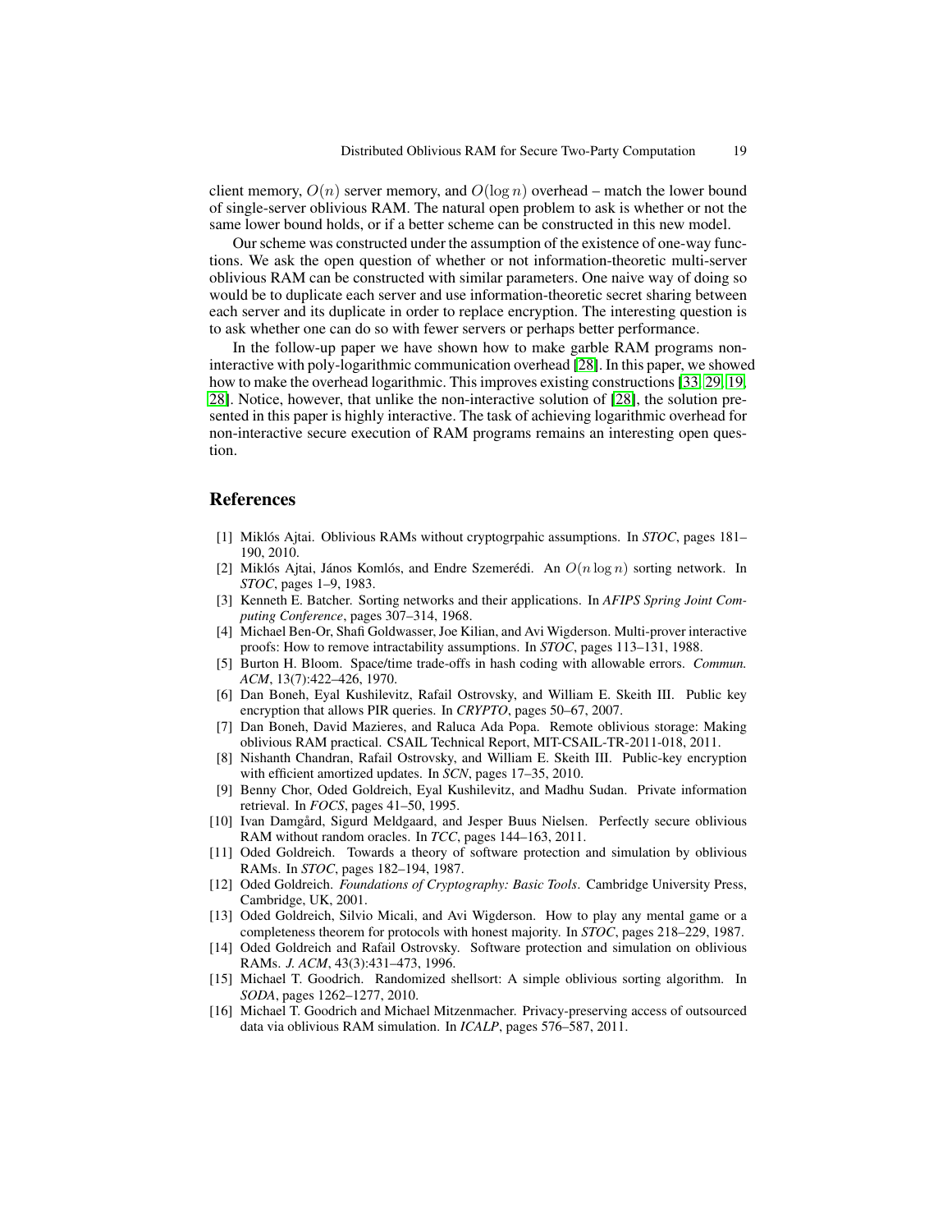client memory, $O(n)$ server memory, and $O(\log n)$ overhead – match the lower bound of single-server oblivious RAM. The natural open problem to ask is whether or not the same lower bound holds, or if a better scheme can be constructed in this new model.

Our scheme was constructed under the assumption of the existence of one-way functions. We ask the open question of whether or not information-theoretic multi-server oblivious RAM can be constructed with similar parameters. One naive way of doing so would be to duplicate each server and use information-theoretic secret sharing between each server and its duplicate in order to replace encryption. The interesting question is to ask whether one can do so with fewer servers or perhaps better performance.

In the follow-up paper we have shown how to make garble RAM programs non-interactive with poly-logarithmic communication overhead [28]. In this paper, we showed how to make the overhead logarithmic. This improves existing constructions [33, 29, 19, 28]. Notice, however, that unlike the non-interactive solution of [28], the solution presented in this paper is highly interactive. The task of achieving logarithmic overhead for non-interactive secure execution of RAM programs remains an interesting open question.

## References

[1] Miklós Ajtai. Oblivious RAMs without cryptogrpahic assumptions. In *STOC*, pages 181–190, 2010.

[2] Miklós Ajtai, János Komlós, and Endre Szemerédi. An $O(n \log n)$ sorting network. In *STOC*, pages 1–9, 1983.

[3] Kenneth E. Batcher. Sorting networks and their applications. In *AFIPS Spring Joint Computing Conference*, pages 307–314, 1968.

[4] Michael Ben-Or, Shafi Goldwasser, Joe Kilian, and Avi Wigderson. Multi-prover interactive proofs: How to remove intractability assumptions. In *STOC*, pages 113–131, 1988.

[5] Burton H. Bloom. Space/time trade-offs in hash coding with allowable errors. *Commun. ACM*, 13(7):422–426, 1970.

[6] Dan Boneh, Eyal Kushilevitz, Rafail Ostrovsky, and William E. Skeith III. Public key encryption that allows PIR queries. In *CRYPTO*, pages 50–67, 2007.

[7] Dan Boneh, David Mazieres, and Raluca Ada Popa. Remote oblivious storage: Making oblivious RAM practical. CSAIL Technical Report, MIT-CSAIL-TR-2011-018, 2011.

[8] Nishanth Chandran, Rafail Ostrovsky, and William E. Skeith III. Public-key encryption with efficient amortized updates. In *SCN*, pages 17–35, 2010.

[9] Benny Chor, Oded Goldreich, Eyal Kushilevitz, and Madhu Sudan. Private information retrieval. In *FOCS*, pages 41–50, 1995.

[10] Ivan Damgård, Sigurd Meldgaard, and Jesper Buus Nielsen. Perfectly secure oblivious RAM without random oracles. In *TCC*, pages 144–163, 2011.

[11] Oded Goldreich. Towards a theory of software protection and simulation by oblivious RAMs. In *STOC*, pages 182–194, 1987.

[12] Oded Goldreich. *Foundations of Cryptography: Basic Tools*. Cambridge University Press, Cambridge, UK, 2001.

[13] Oded Goldreich, Silvio Micali, and Avi Wigderson. How to play any mental game or a completeness theorem for protocols with honest majority. In *STOC*, pages 218–229, 1987.

[14] Oded Goldreich and Rafail Ostrovsky. Software protection and simulation on oblivious RAMs. *J. ACM*, 43(3):431–473, 1996.

[15] Michael T. Goodrich. Randomized shellsort: A simple oblivious sorting algorithm. In *SODA*, pages 1262–1277, 2010.

[16] Michael T. Goodrich and Michael Mitzenmacher. Privacy-preserving access of outsourced data via oblivious RAM simulation. In *ICALP*, pages 576–587, 2011.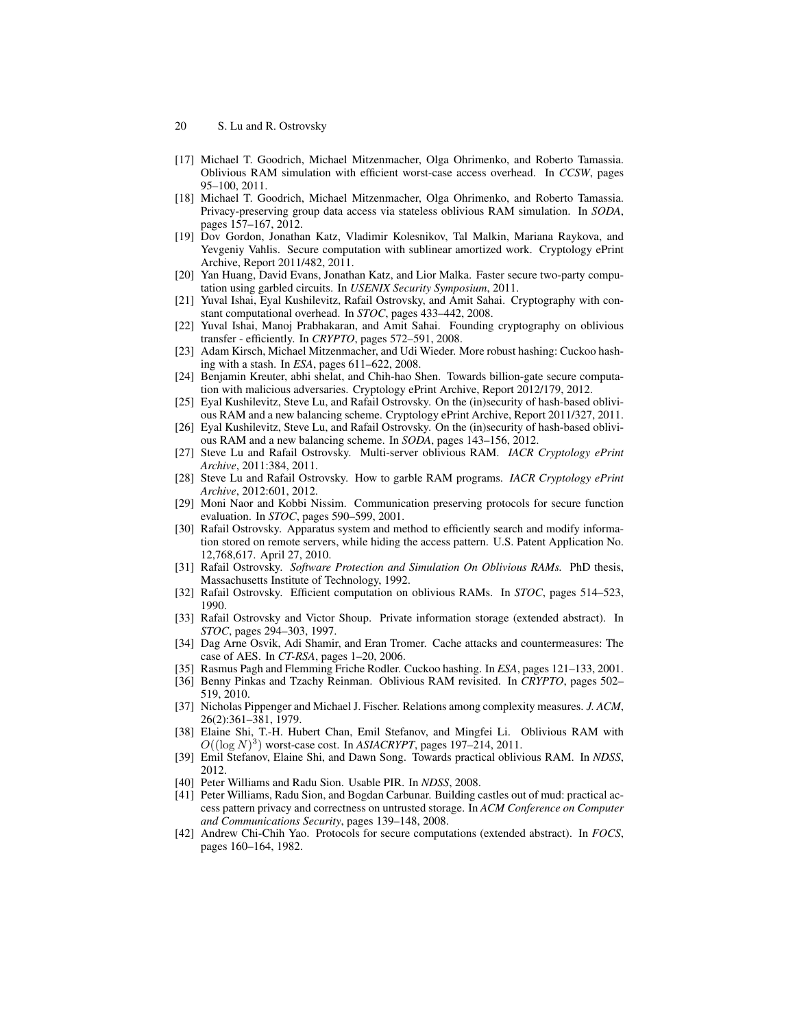[17] Michael T. Goodrich, Michael Mitzenmacher, Olga Ohrimenko, and Roberto Tamassia. Oblivious RAM simulation with efficient worst-case access overhead. In *CCSW*, pages 95–100, 2011.

[18] Michael T. Goodrich, Michael Mitzenmacher, Olga Ohrimenko, and Roberto Tamassia. Privacy-preserving group data access via stateless oblivious RAM simulation. In *SODA*, pages 157–167, 2012.

[19] Dov Gordon, Jonathan Katz, Vladimir Kolesnikov, Tal Malkin, Mariana Raykova, and Yevgeniy Vahlis. Secure computation with sublinear amortized work. Cryptology ePrint Archive, Report 2011/482, 2011.

[20] Yan Huang, David Evans, Jonathan Katz, and Lior Malka. Faster secure two-party computation using garbled circuits. In *USENIX Security Symposium*, 2011.

[21] Yuval Ishai, Eyal Kushilevitz, Rafail Ostrovsky, and Amit Sahai. Cryptography with constant computational overhead. In *STOC*, pages 433–442, 2008.

[22] Yuval Ishai, Manoj Prabhakaran, and Amit Sahai. Founding cryptography on oblivious transfer - efficiently. In *CRYPTO*, pages 572–591, 2008.

[23] Adam Kirsch, Michael Mitzenmacher, and Udi Wieder. More robust hashing: Cuckoo hashing with a stash. In *ESA*, pages 611–622, 2008.

[24] Benjamin Kreuter, abhi shelat, and Chih-hao Shen. Towards billion-gate secure computation with malicious adversaries. Cryptology ePrint Archive, Report 2012/179, 2012.

[25] Eyal Kushilevitz, Steve Lu, and Rafail Ostrovsky. On the (in)security of hash-based oblivious RAM and a new balancing scheme. Cryptology ePrint Archive, Report 2011/327, 2011.

[26] Eyal Kushilevitz, Steve Lu, and Rafail Ostrovsky. On the (in)security of hash-based oblivious RAM and a new balancing scheme. In *SODA*, pages 143–156, 2012.

[27] Steve Lu and Rafail Ostrovsky. Multi-server oblivious RAM. *IACR Cryptology ePrint Archive*, 2011:384, 2011.

[28] Steve Lu and Rafail Ostrovsky. How to garble RAM programs. *IACR Cryptology ePrint Archive*, 2012:601, 2012.

[29] Moni Naor and Kobbi Nissim. Communication preserving protocols for secure function evaluation. In *STOC*, pages 590–599, 2001.

[30] Rafail Ostrovsky. Apparatus system and method to efficiently search and modify information stored on remote servers, while hiding the access pattern. U.S. Patent Application No. 12,768,617. April 27, 2010.

[31] Rafail Ostrovsky. *Software Protection and Simulation On Oblivious RAMs.* PhD thesis, Massachusetts Institute of Technology, 1992.

[32] Rafail Ostrovsky. Efficient computation on oblivious RAMs. In *STOC*, pages 514–523, 1990.

[33] Rafail Ostrovsky and Victor Shoup. Private information storage (extended abstract). In *STOC*, pages 294–303, 1997.

[34] Dag Arne Osvik, Adi Shamir, and Eran Tromer. Cache attacks and countermeasures: The case of AES. In *CT-RSA*, pages 1–20, 2006.

[35] Rasmus Pagh and Flemming Friche Rodler. Cuckoo hashing. In *ESA*, pages 121–133, 2001.

[36] Benny Pinkas and Tzachy Reinman. Oblivious RAM revisited. In *CRYPTO*, pages 502–519, 2010.

[37] Nicholas Pippenger and Michael J. Fischer. Relations among complexity measures. *J. ACM*, 26(2):361–381, 1979.

[38] Elaine Shi, T.-H. Hubert Chan, Emil Stefanov, and Mingfei Li. Oblivious RAM with $O((\log N)^3)$ worst-case cost. In *ASIACRYPT*, pages 197–214, 2011.

[39] Emil Stefanov, Elaine Shi, and Dawn Song. Towards practical oblivious RAM. In *NDSS*, 2012.

[40] Peter Williams and Radu Sion. Usable PIR. In *NDSS*, 2008.

[41] Peter Williams, Radu Sion, and Bogdan Carbunar. Building castles out of mud: practical access pattern privacy and correctness on untrusted storage. In *ACM Conference on Computer and Communications Security*, pages 139–148, 2008.

[42] Andrew Chi-Chih Yao. Protocols for secure computations (extended abstract). In *FOCS*, pages 160–164, 1982.